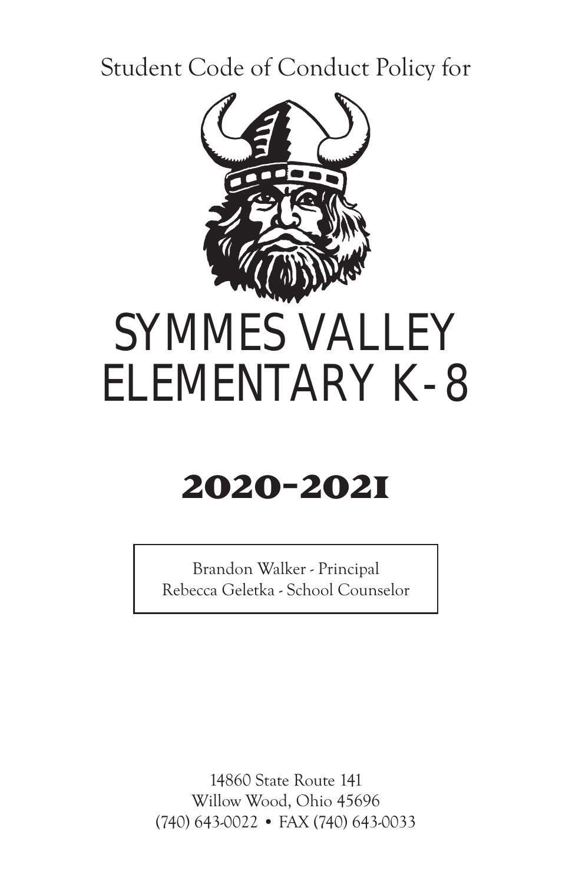Student Code of Conduct Policy for

# SYMMES VALLEY ELEMENTARY K-8

## 2020-2021

Brandon Walker - Principal
Rebecca Geletka - School Counselor

14860 State Route 141
Willow Wood, Ohio 45696
(740) 643-0022 • FAX (740) 643-0033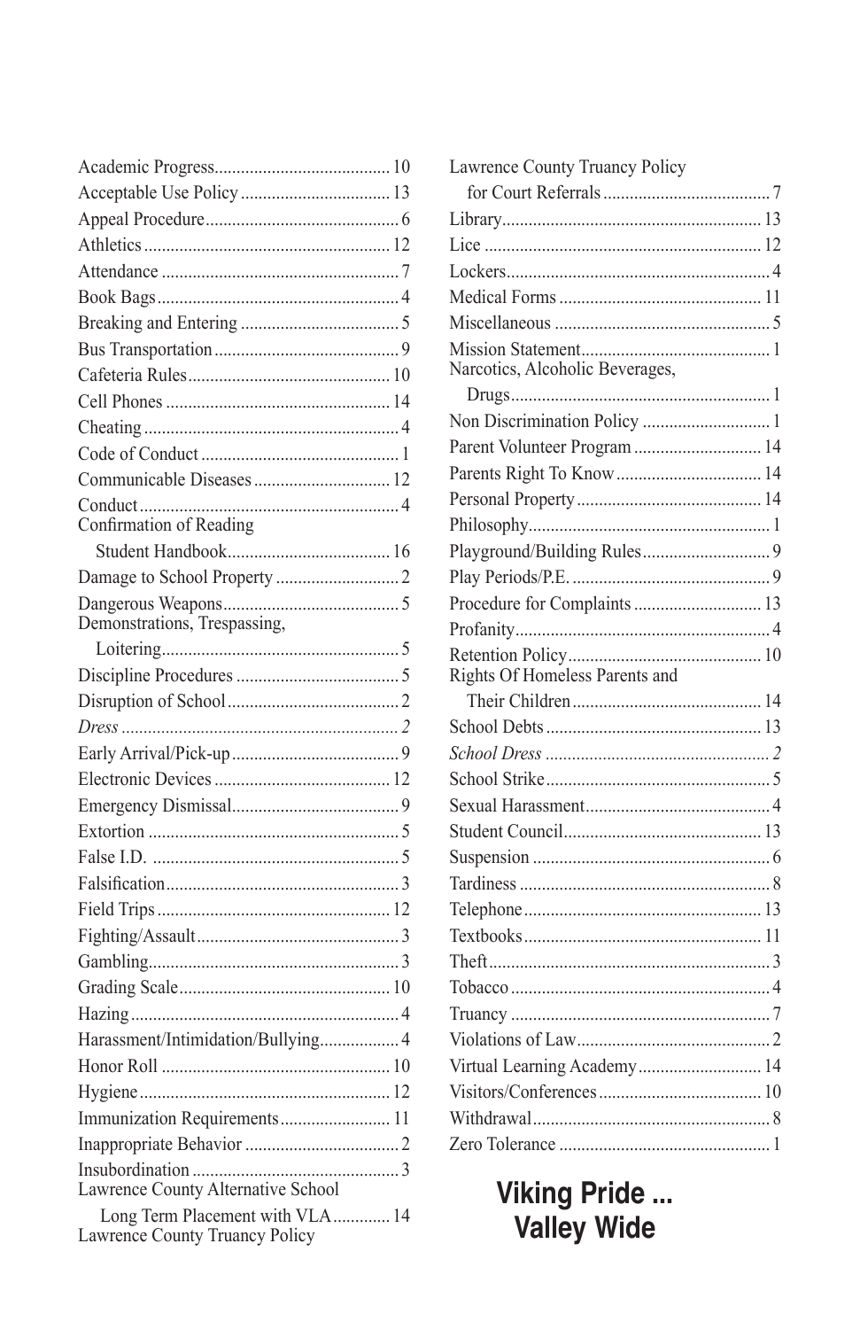Academic Progress........................................ 10
Acceptable Use Policy.................................. 13
Appeal Procedure............................................ 6
Athletics........................................................ 12
Attendance...................................................... 7
Book Bags....................................................... 4
Breaking and Entering.................................... 5
Bus Transportation.......................................... 9
Cafeteria Rules.............................................. 10
Cell Phones................................................... 14
Cheating.......................................................... 4
Code of Conduct............................................. 1
Communicable Diseases............................... 12
Conduct........................................................... 4
Confirmation of Reading
Student Handbook..................................... 16
Damage to School Property............................ 2
Dangerous Weapons........................................ 5
Demonstrations, Trespassing,
Loitering...................................................... 5
Discipline Procedures..................................... 5
Disruption of School....................................... 2
*Dress* .............................................................. *2*
Early Arrival/Pick-up...................................... 9
Electronic Devices........................................ 12
Emergency Dismissal...................................... 9
Extortion......................................................... 5
False I.D. ........................................................ 5
Falsification..................................................... 3
Field Trips..................................................... 12
Fighting/Assault.............................................. 3
Gambling......................................................... 3
Grading Scale................................................ 10
Hazing............................................................. 4
Harassment/Intimidation/Bullying.................. 4
Honor Roll.................................................... 10
Hygiene......................................................... 12
Immunization Requirements......................... 11
Inappropriate Behavior................................... 2
Insubordination............................................... 3
Lawrence County Alternative School
Long Term Placement with VLA............. 14
Lawrence County Truancy Policy
for Court Referrals...................................... 7
Library........................................................... 13
Lice............................................................... 12
Lockers............................................................ 4
Medical Forms.............................................. 11
Miscellaneous................................................. 5
Mission Statement........................................... 1
Narcotics, Alcoholic Beverages,
Drugs........................................................... 1
Non Discrimination Policy............................. 1
Parent Volunteer Program............................. 14
Parents Right To Know................................. 14
Personal Property.......................................... 14
Philosophy....................................................... 1
Playground/Building Rules............................. 9
Play Periods/P.E. ............................................. 9
Procedure for Complaints............................. 13
Profanity.......................................................... 4
Retention Policy............................................ 10
Rights Of Homeless Parents and
Their Children........................................... 14
School Debts................................................. 13
*School Dress* ................................................... *2*
School Strike................................................... 5
Sexual Harassment.......................................... 4
Student Council............................................. 13
Suspension...................................................... 6
Tardiness......................................................... 8
Telephone...................................................... 13
Textbooks...................................................... 11
Theft................................................................ 3
Tobacco........................................................... 4
Truancy........................................................... 7
Violations of Law............................................ 2
Virtual Learning Academy............................ 14
Visitors/Conferences..................................... 10
Withdrawal...................................................... 8
Zero Tolerance................................................ 1

**Viking Pride ...**
**Valley Wide**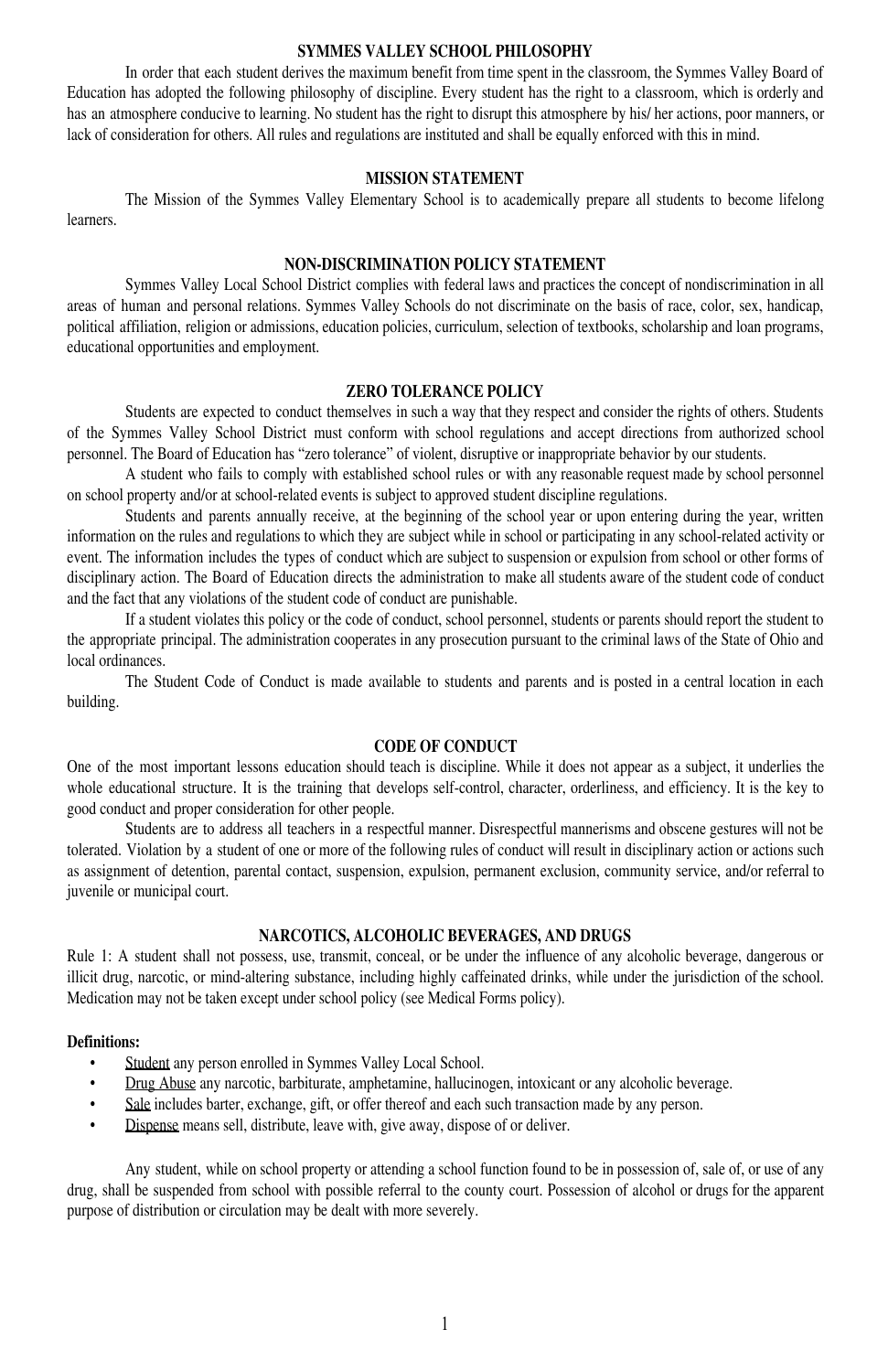## SYMMES VALLEY SCHOOL PHILOSOPHY

In order that each student derives the maximum benefit from time spent in the classroom, the Symmes Valley Board of Education has adopted the following philosophy of discipline. Every student has the right to a classroom, which is orderly and has an atmosphere conducive to learning. No student has the right to disrupt this atmosphere by his/ her actions, poor manners, or lack of consideration for others. All rules and regulations are instituted and shall be equally enforced with this in mind.

## MISSION STATEMENT

The Mission of the Symmes Valley Elementary School is to academically prepare all students to become lifelong learners.

## NON-DISCRIMINATION POLICY STATEMENT

Symmes Valley Local School District complies with federal laws and practices the concept of nondiscrimination in all areas of human and personal relations. Symmes Valley Schools do not discriminate on the basis of race, color, sex, handicap, political affiliation, religion or admissions, education policies, curriculum, selection of textbooks, scholarship and loan programs, educational opportunities and employment.

## ZERO TOLERANCE POLICY

Students are expected to conduct themselves in such a way that they respect and consider the rights of others. Students of the Symmes Valley School District must conform with school regulations and accept directions from authorized school personnel. The Board of Education has "zero tolerance" of violent, disruptive or inappropriate behavior by our students.

A student who fails to comply with established school rules or with any reasonable request made by school personnel on school property and/or at school-related events is subject to approved student discipline regulations.

Students and parents annually receive, at the beginning of the school year or upon entering during the year, written information on the rules and regulations to which they are subject while in school or participating in any school-related activity or event. The information includes the types of conduct which are subject to suspension or expulsion from school or other forms of disciplinary action. The Board of Education directs the administration to make all students aware of the student code of conduct and the fact that any violations of the student code of conduct are punishable.

If a student violates this policy or the code of conduct, school personnel, students or parents should report the student to the appropriate principal. The administration cooperates in any prosecution pursuant to the criminal laws of the State of Ohio and local ordinances.

The Student Code of Conduct is made available to students and parents and is posted in a central location in each building.

## CODE OF CONDUCT

One of the most important lessons education should teach is discipline. While it does not appear as a subject, it underlies the whole educational structure. It is the training that develops self-control, character, orderliness, and efficiency. It is the key to good conduct and proper consideration for other people.

Students are to address all teachers in a respectful manner. Disrespectful mannerisms and obscene gestures will not be tolerated. Violation by a student of one or more of the following rules of conduct will result in disciplinary action or actions such as assignment of detention, parental contact, suspension, expulsion, permanent exclusion, community service, and/or referral to juvenile or municipal court.

## NARCOTICS, ALCOHOLIC BEVERAGES, AND DRUGS

Rule 1: A student shall not possess, use, transmit, conceal, or be under the influence of any alcoholic beverage, dangerous or illicit drug, narcotic, or mind-altering substance, including highly caffeinated drinks, while under the jurisdiction of the school. Medication may not be taken except under school policy (see Medical Forms policy).

**Definitions:**

- Student any person enrolled in Symmes Valley Local School.
- Drug Abuse any narcotic, barbiturate, amphetamine, hallucinogen, intoxicant or any alcoholic beverage.
- Sale includes barter, exchange, gift, or offer thereof and each such transaction made by any person.
- Dispense means sell, distribute, leave with, give away, dispose of or deliver.

Any student, while on school property or attending a school function found to be in possession of, sale of, or use of any drug, shall be suspended from school with possible referral to the county court. Possession of alcohol or drugs for the apparent purpose of distribution or circulation may be dealt with more severely.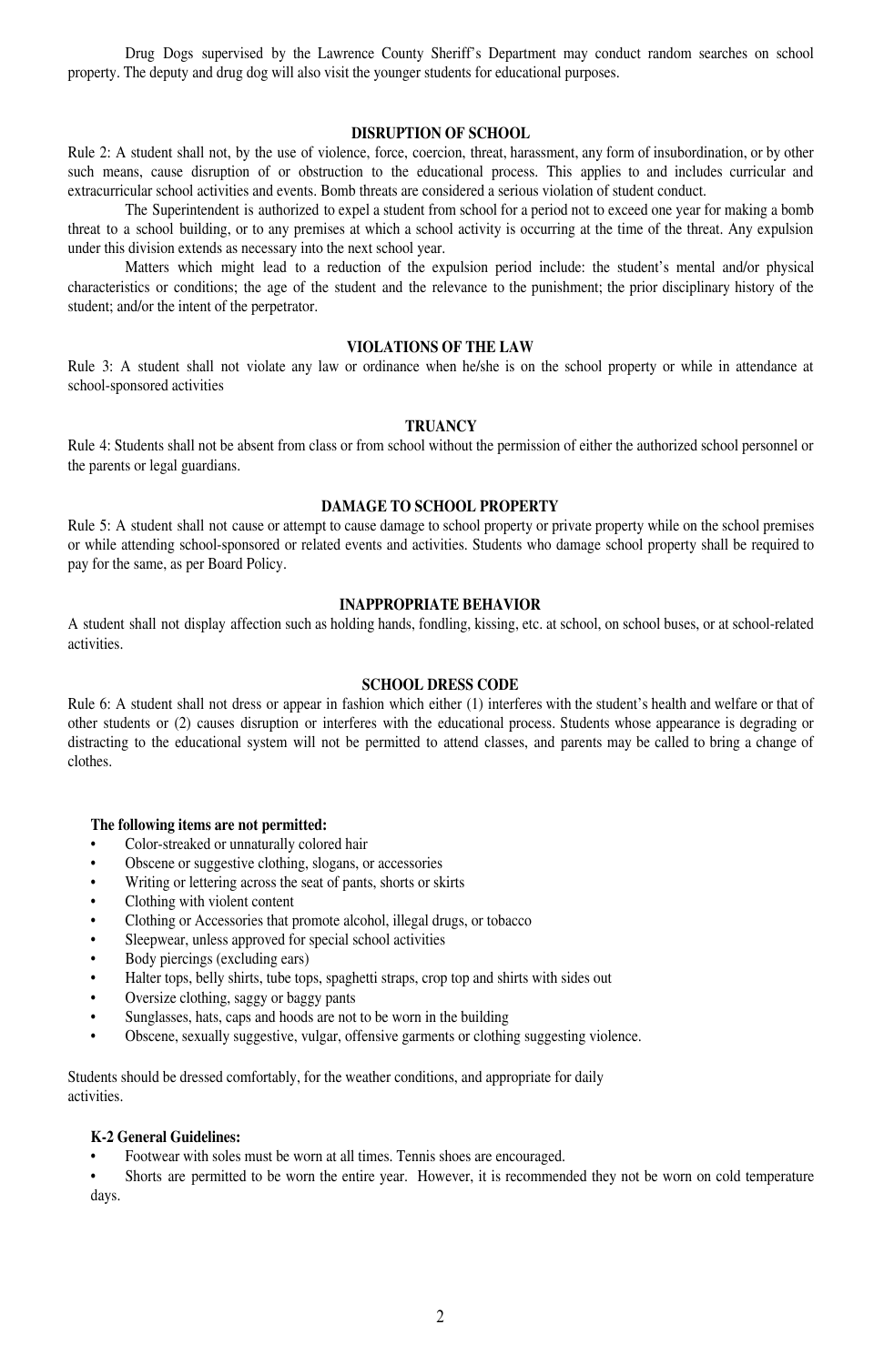Drug Dogs supervised by the Lawrence County Sheriff's Department may conduct random searches on school property. The deputy and drug dog will also visit the younger students for educational purposes.

### DISRUPTION OF SCHOOL

Rule 2: A student shall not, by the use of violence, force, coercion, threat, harassment, any form of insubordination, or by other such means, cause disruption of or obstruction to the educational process. This applies to and includes curricular and extracurricular school activities and events. Bomb threats are considered a serious violation of student conduct.

The Superintendent is authorized to expel a student from school for a period not to exceed one year for making a bomb threat to a school building, or to any premises at which a school activity is occurring at the time of the threat. Any expulsion under this division extends as necessary into the next school year.

Matters which might lead to a reduction of the expulsion period include: the student's mental and/or physical characteristics or conditions; the age of the student and the relevance to the punishment; the prior disciplinary history of the student; and/or the intent of the perpetrator.

### VIOLATIONS OF THE LAW

Rule 3: A student shall not violate any law or ordinance when he/she is on the school property or while in attendance at school-sponsored activities

### TRUANCY

Rule 4: Students shall not be absent from class or from school without the permission of either the authorized school personnel or the parents or legal guardians.

### DAMAGE TO SCHOOL PROPERTY

Rule 5: A student shall not cause or attempt to cause damage to school property or private property while on the school premises or while attending school-sponsored or related events and activities. Students who damage school property shall be required to pay for the same, as per Board Policy.

### INAPPROPRIATE BEHAVIOR

A student shall not display affection such as holding hands, fondling, kissing, etc. at school, on school buses, or at school-related activities.

### SCHOOL DRESS CODE

Rule 6: A student shall not dress or appear in fashion which either (1) interferes with the student's health and welfare or that of other students or (2) causes disruption or interferes with the educational process. Students whose appearance is degrading or distracting to the educational system will not be permitted to attend classes, and parents may be called to bring a change of clothes.

**The following items are not permitted:**

- Color-streaked or unnaturally colored hair
- Obscene or suggestive clothing, slogans, or accessories
- Writing or lettering across the seat of pants, shorts or skirts
- Clothing with violent content
- Clothing or Accessories that promote alcohol, illegal drugs, or tobacco
- Sleepwear, unless approved for special school activities
- Body piercings (excluding ears)
- Halter tops, belly shirts, tube tops, spaghetti straps, crop top and shirts with sides out
- Oversize clothing, saggy or baggy pants
- Sunglasses, hats, caps and hoods are not to be worn in the building
- Obscene, sexually suggestive, vulgar, offensive garments or clothing suggesting violence.

Students should be dressed comfortably, for the weather conditions, and appropriate for daily activities.

**K-2 General Guidelines:**

- Footwear with soles must be worn at all times. Tennis shoes are encouraged.
- Shorts are permitted to be worn the entire year. However, it is recommended they not be worn on cold temperature days.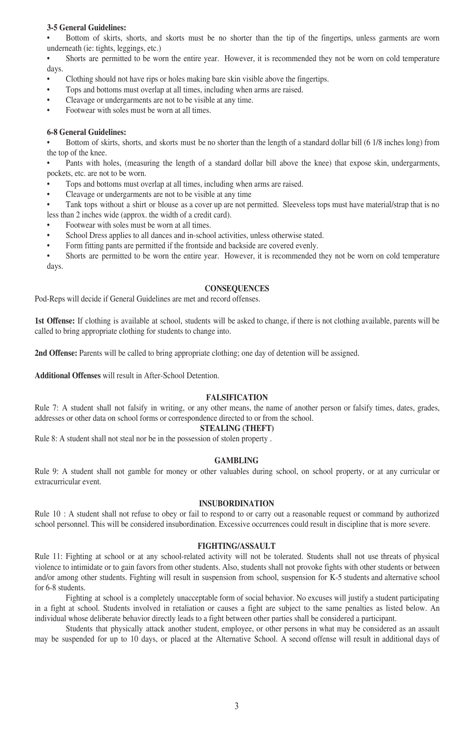**3-5 General Guidelines:**

- Bottom of skirts, shorts, and skorts must be no shorter than the tip of the fingertips, unless garments are worn underneath (ie: tights, leggings, etc.)
- Shorts are permitted to be worn the entire year. However, it is recommended they not be worn on cold temperature days.
- Clothing should not have rips or holes making bare skin visible above the fingertips.
- Tops and bottoms must overlap at all times, including when arms are raised.
- Cleavage or undergarments are not to be visible at any time.
- Footwear with soles must be worn at all times.

**6-8 General Guidelines:**

- Bottom of skirts, shorts, and skorts must be no shorter than the length of a standard dollar bill (6 1/8 inches long) from the top of the knee.
- Pants with holes, (measuring the length of a standard dollar bill above the knee) that expose skin, undergarments, pockets, etc. are not to be worn.
- Tops and bottoms must overlap at all times, including when arms are raised.
- Cleavage or undergarments are not to be visible at any time
- Tank tops without a shirt or blouse as a cover up are not permitted. Sleeveless tops must have material/strap that is no less than 2 inches wide (approx. the width of a credit card).
- Footwear with soles must be worn at all times.
- School Dress applies to all dances and in-school activities, unless otherwise stated.
- Form fitting pants are permitted if the frontside and backside are covered evenly.
- Shorts are permitted to be worn the entire year. However, it is recommended they not be worn on cold temperature days.

## CONSEQUENCES

Pod-Reps will decide if General Guidelines are met and record offenses.

**1st Offense:** If clothing is available at school, students will be asked to change, if there is not clothing available, parents will be called to bring appropriate clothing for students to change into.

**2nd Offense:** Parents will be called to bring appropriate clothing; one day of detention will be assigned.

**Additional Offenses** will result in After-School Detention.

## FALSIFICATION

Rule 7: A student shall not falsify in writing, or any other means, the name of another person or falsify times, dates, grades, addresses or other data on school forms or correspondence directed to or from the school.

## STEALING (THEFT)

Rule 8: A student shall not steal nor be in the possession of stolen property .

## GAMBLING

Rule 9: A student shall not gamble for money or other valuables during school, on school property, or at any curricular or extracurricular event.

## INSUBORDINATION

Rule 10 : A student shall not refuse to obey or fail to respond to or carry out a reasonable request or command by authorized school personnel. This will be considered insubordination. Excessive occurrences could result in discipline that is more severe.

## FIGHTING/ASSAULT

Rule 11: Fighting at school or at any school-related activity will not be tolerated. Students shall not use threats of physical violence to intimidate or to gain favors from other students. Also, students shall not provoke fights with other students or between and/or among other students. Fighting will result in suspension from school, suspension for K-5 students and alternative school for 6-8 students.

Fighting at school is a completely unacceptable form of social behavior. No excuses will justify a student participating in a fight at school. Students involved in retaliation or causes a fight are subject to the same penalties as listed below. An individual whose deliberate behavior directly leads to a fight between other parties shall be considered a participant.

Students that physically attack another student, employee, or other persons in what may be considered as an assault may be suspended for up to 10 days, or placed at the Alternative School. A second offense will result in additional days of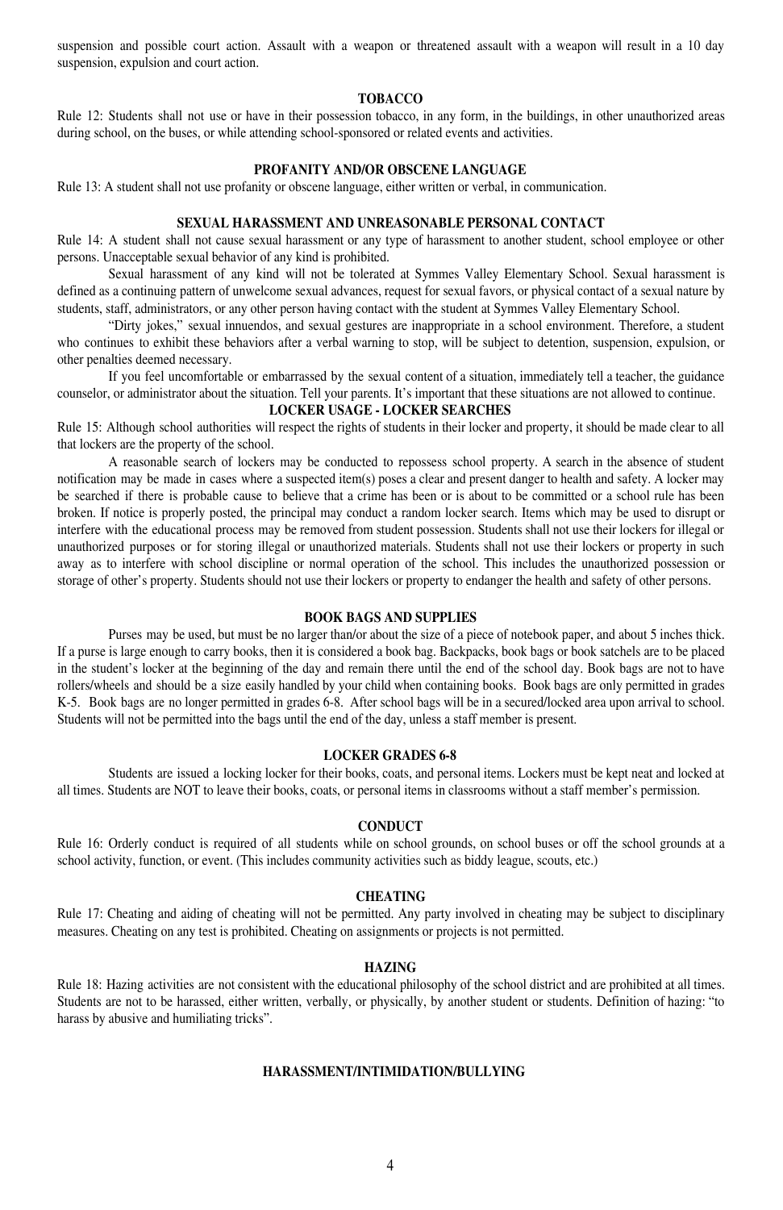suspension and possible court action. Assault with a weapon or threatened assault with a weapon will result in a 10 day suspension, expulsion and court action.

### TOBACCO

Rule 12: Students shall not use or have in their possession tobacco, in any form, in the buildings, in other unauthorized areas during school, on the buses, or while attending school-sponsored or related events and activities.

### PROFANITY AND/OR OBSCENE LANGUAGE

Rule 13: A student shall not use profanity or obscene language, either written or verbal, in communication.

### SEXUAL HARASSMENT AND UNREASONABLE PERSONAL CONTACT

Rule 14: A student shall not cause sexual harassment or any type of harassment to another student, school employee or other persons. Unacceptable sexual behavior of any kind is prohibited.

Sexual harassment of any kind will not be tolerated at Symmes Valley Elementary School. Sexual harassment is defined as a continuing pattern of unwelcome sexual advances, request for sexual favors, or physical contact of a sexual nature by students, staff, administrators, or any other person having contact with the student at Symmes Valley Elementary School.

"Dirty jokes," sexual innuendos, and sexual gestures are inappropriate in a school environment. Therefore, a student who continues to exhibit these behaviors after a verbal warning to stop, will be subject to detention, suspension, expulsion, or other penalties deemed necessary.

If you feel uncomfortable or embarrassed by the sexual content of a situation, immediately tell a teacher, the guidance counselor, or administrator about the situation. Tell your parents. It's important that these situations are not allowed to continue.

### LOCKER USAGE - LOCKER SEARCHES

Rule 15: Although school authorities will respect the rights of students in their locker and property, it should be made clear to all that lockers are the property of the school.

A reasonable search of lockers may be conducted to repossess school property. A search in the absence of student notification may be made in cases where a suspected item(s) poses a clear and present danger to health and safety. A locker may be searched if there is probable cause to believe that a crime has been or is about to be committed or a school rule has been broken. If notice is properly posted, the principal may conduct a random locker search. Items which may be used to disrupt or interfere with the educational process may be removed from student possession. Students shall not use their lockers for illegal or unauthorized purposes or for storing illegal or unauthorized materials. Students shall not use their lockers or property in such away as to interfere with school discipline or normal operation of the school. This includes the unauthorized possession or storage of other's property. Students should not use their lockers or property to endanger the health and safety of other persons.

### BOOK BAGS AND SUPPLIES

Purses may be used, but must be no larger than/or about the size of a piece of notebook paper, and about 5 inches thick. If a purse is large enough to carry books, then it is considered a book bag. Backpacks, book bags or book satchels are to be placed in the student's locker at the beginning of the day and remain there until the end of the school day. Book bags are not to have rollers/wheels and should be a size easily handled by your child when containing books. Book bags are only permitted in grades K-5. Book bags are no longer permitted in grades 6-8. After school bags will be in a secured/locked area upon arrival to school. Students will not be permitted into the bags until the end of the day, unless a staff member is present.

### LOCKER GRADES 6-8

Students are issued a locking locker for their books, coats, and personal items. Lockers must be kept neat and locked at all times. Students are NOT to leave their books, coats, or personal items in classrooms without a staff member's permission.

### CONDUCT

Rule 16: Orderly conduct is required of all students while on school grounds, on school buses or off the school grounds at a school activity, function, or event. (This includes community activities such as biddy league, scouts, etc.)

### CHEATING

Rule 17: Cheating and aiding of cheating will not be permitted. Any party involved in cheating may be subject to disciplinary measures. Cheating on any test is prohibited. Cheating on assignments or projects is not permitted.

### HAZING

Rule 18: Hazing activities are not consistent with the educational philosophy of the school district and are prohibited at all times. Students are not to be harassed, either written, verbally, or physically, by another student or students. Definition of hazing: "to harass by abusive and humiliating tricks".

### HARASSMENT/INTIMIDATION/BULLYING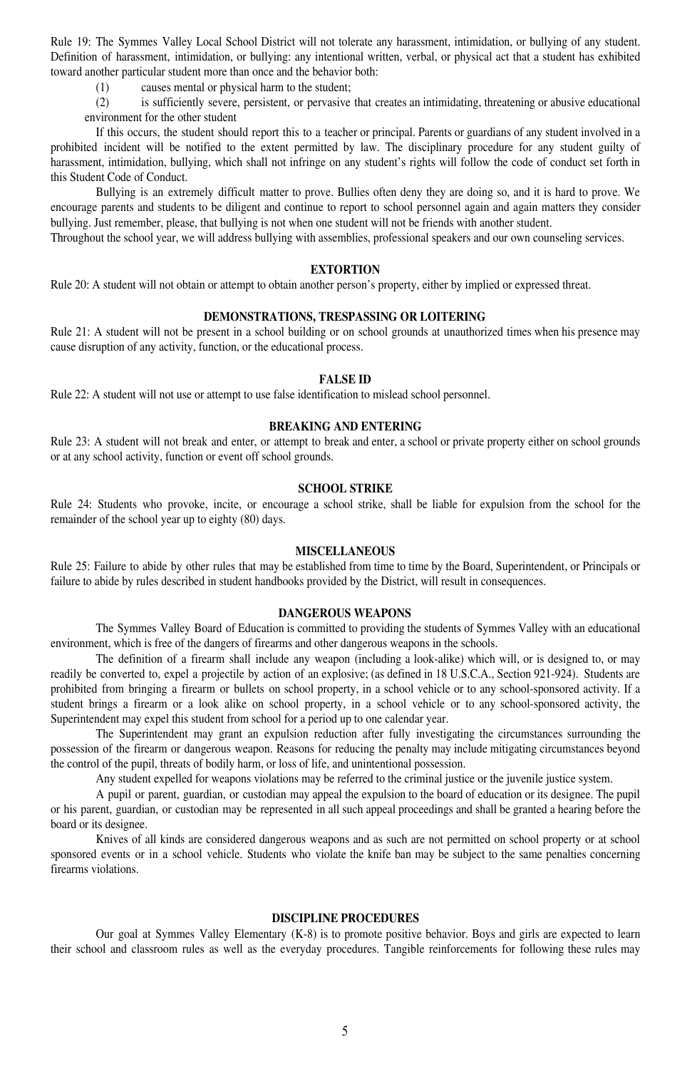Rule 19: The Symmes Valley Local School District will not tolerate any harassment, intimidation, or bullying of any student. Definition of harassment, intimidation, or bullying: any intentional written, verbal, or physical act that a student has exhibited toward another particular student more than once and the behavior both:

(1) causes mental or physical harm to the student;

(2) is sufficiently severe, persistent, or pervasive that creates an intimidating, threatening or abusive educational environment for the other student

If this occurs, the student should report this to a teacher or principal. Parents or guardians of any student involved in a prohibited incident will be notified to the extent permitted by law. The disciplinary procedure for any student guilty of harassment, intimidation, bullying, which shall not infringe on any student's rights will follow the code of conduct set forth in this Student Code of Conduct.

Bullying is an extremely difficult matter to prove. Bullies often deny they are doing so, and it is hard to prove. We encourage parents and students to be diligent and continue to report to school personnel again and again matters they consider bullying. Just remember, please, that bullying is not when one student will not be friends with another student.

Throughout the school year, we will address bullying with assemblies, professional speakers and our own counseling services.

### EXTORTION

Rule 20: A student will not obtain or attempt to obtain another person's property, either by implied or expressed threat.

### DEMONSTRATIONS, TRESPASSING OR LOITERING

Rule 21: A student will not be present in a school building or on school grounds at unauthorized times when his presence may cause disruption of any activity, function, or the educational process.

### FALSE ID

Rule 22: A student will not use or attempt to use false identification to mislead school personnel.

### BREAKING AND ENTERING

Rule 23: A student will not break and enter, or attempt to break and enter, a school or private property either on school grounds or at any school activity, function or event off school grounds.

### SCHOOL STRIKE

Rule 24: Students who provoke, incite, or encourage a school strike, shall be liable for expulsion from the school for the remainder of the school year up to eighty (80) days.

### MISCELLANEOUS

Rule 25: Failure to abide by other rules that may be established from time to time by the Board, Superintendent, or Principals or failure to abide by rules described in student handbooks provided by the District, will result in consequences.

### DANGEROUS WEAPONS

The Symmes Valley Board of Education is committed to providing the students of Symmes Valley with an educational environment, which is free of the dangers of firearms and other dangerous weapons in the schools.

The definition of a firearm shall include any weapon (including a look-alike) which will, or is designed to, or may readily be converted to, expel a projectile by action of an explosive; (as defined in 18 U.S.C.A., Section 921-924). Students are prohibited from bringing a firearm or bullets on school property, in a school vehicle or to any school-sponsored activity. If a student brings a firearm or a look alike on school property, in a school vehicle or to any school-sponsored activity, the Superintendent may expel this student from school for a period up to one calendar year.

The Superintendent may grant an expulsion reduction after fully investigating the circumstances surrounding the possession of the firearm or dangerous weapon. Reasons for reducing the penalty may include mitigating circumstances beyond the control of the pupil, threats of bodily harm, or loss of life, and unintentional possession.

Any student expelled for weapons violations may be referred to the criminal justice or the juvenile justice system.

A pupil or parent, guardian, or custodian may appeal the expulsion to the board of education or its designee. The pupil or his parent, guardian, or custodian may be represented in all such appeal proceedings and shall be granted a hearing before the board or its designee.

Knives of all kinds are considered dangerous weapons and as such are not permitted on school property or at school sponsored events or in a school vehicle. Students who violate the knife ban may be subject to the same penalties concerning firearms violations.

### DISCIPLINE PROCEDURES

Our goal at Symmes Valley Elementary (K-8) is to promote positive behavior. Boys and girls are expected to learn their school and classroom rules as well as the everyday procedures. Tangible reinforcements for following these rules may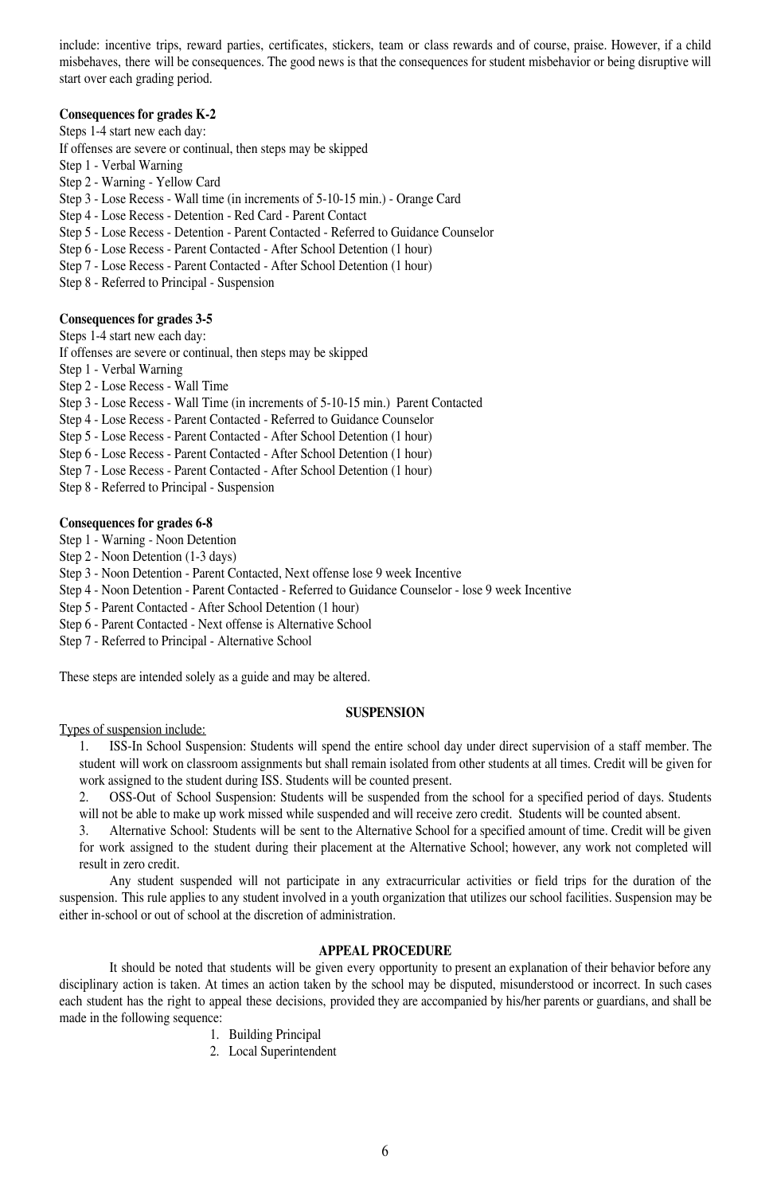include: incentive trips, reward parties, certificates, stickers, team or class rewards and of course, praise. However, if a child misbehaves, there will be consequences. The good news is that the consequences for student misbehavior or being disruptive will start over each grading period.

**Consequences for grades K-2**

Steps 1-4 start new each day:
If offenses are severe or continual, then steps may be skipped
Step 1 - Verbal Warning
Step 2 - Warning - Yellow Card
Step 3 - Lose Recess - Wall time (in increments of 5-10-15 min.) - Orange Card
Step 4 - Lose Recess - Detention - Red Card - Parent Contact
Step 5 - Lose Recess - Detention - Parent Contacted - Referred to Guidance Counselor
Step 6 - Lose Recess - Parent Contacted - After School Detention (1 hour)
Step 7 - Lose Recess - Parent Contacted - After School Detention (1 hour)
Step 8 - Referred to Principal - Suspension

**Consequences for grades 3-5**

Steps 1-4 start new each day:
If offenses are severe or continual, then steps may be skipped
Step 1 - Verbal Warning
Step 2 - Lose Recess - Wall Time
Step 3 - Lose Recess - Wall Time (in increments of 5-10-15 min.) Parent Contacted
Step 4 - Lose Recess - Parent Contacted - Referred to Guidance Counselor
Step 5 - Lose Recess - Parent Contacted - After School Detention (1 hour)
Step 6 - Lose Recess - Parent Contacted - After School Detention (1 hour)
Step 7 - Lose Recess - Parent Contacted - After School Detention (1 hour)
Step 8 - Referred to Principal - Suspension

**Consequences for grades 6-8**

Step 1 - Warning - Noon Detention
Step 2 - Noon Detention (1-3 days)
Step 3 - Noon Detention - Parent Contacted, Next offense lose 9 week Incentive
Step 4 - Noon Detention - Parent Contacted - Referred to Guidance Counselor - lose 9 week Incentive
Step 5 - Parent Contacted - After School Detention (1 hour)
Step 6 - Parent Contacted - Next offense is Alternative School
Step 7 - Referred to Principal - Alternative School

These steps are intended solely as a guide and may be altered.

## SUSPENSION

Types of suspension include:

1. ISS-In School Suspension: Students will spend the entire school day under direct supervision of a staff member. The student will work on classroom assignments but shall remain isolated from other students at all times. Credit will be given for work assigned to the student during ISS. Students will be counted present.
2. OSS-Out of School Suspension: Students will be suspended from the school for a specified period of days. Students will not be able to make up work missed while suspended and will receive zero credit. Students will be counted absent.
3. Alternative School: Students will be sent to the Alternative School for a specified amount of time. Credit will be given for work assigned to the student during their placement at the Alternative School; however, any work not completed will result in zero credit.

Any student suspended will not participate in any extracurricular activities or field trips for the duration of the suspension. This rule applies to any student involved in a youth organization that utilizes our school facilities. Suspension may be either in-school or out of school at the discretion of administration.

## APPEAL PROCEDURE

It should be noted that students will be given every opportunity to present an explanation of their behavior before any disciplinary action is taken. At times an action taken by the school may be disputed, misunderstood or incorrect. In such cases each student has the right to appeal these decisions, provided they are accompanied by his/her parents or guardians, and shall be made in the following sequence:

1. Building Principal
2. Local Superintendent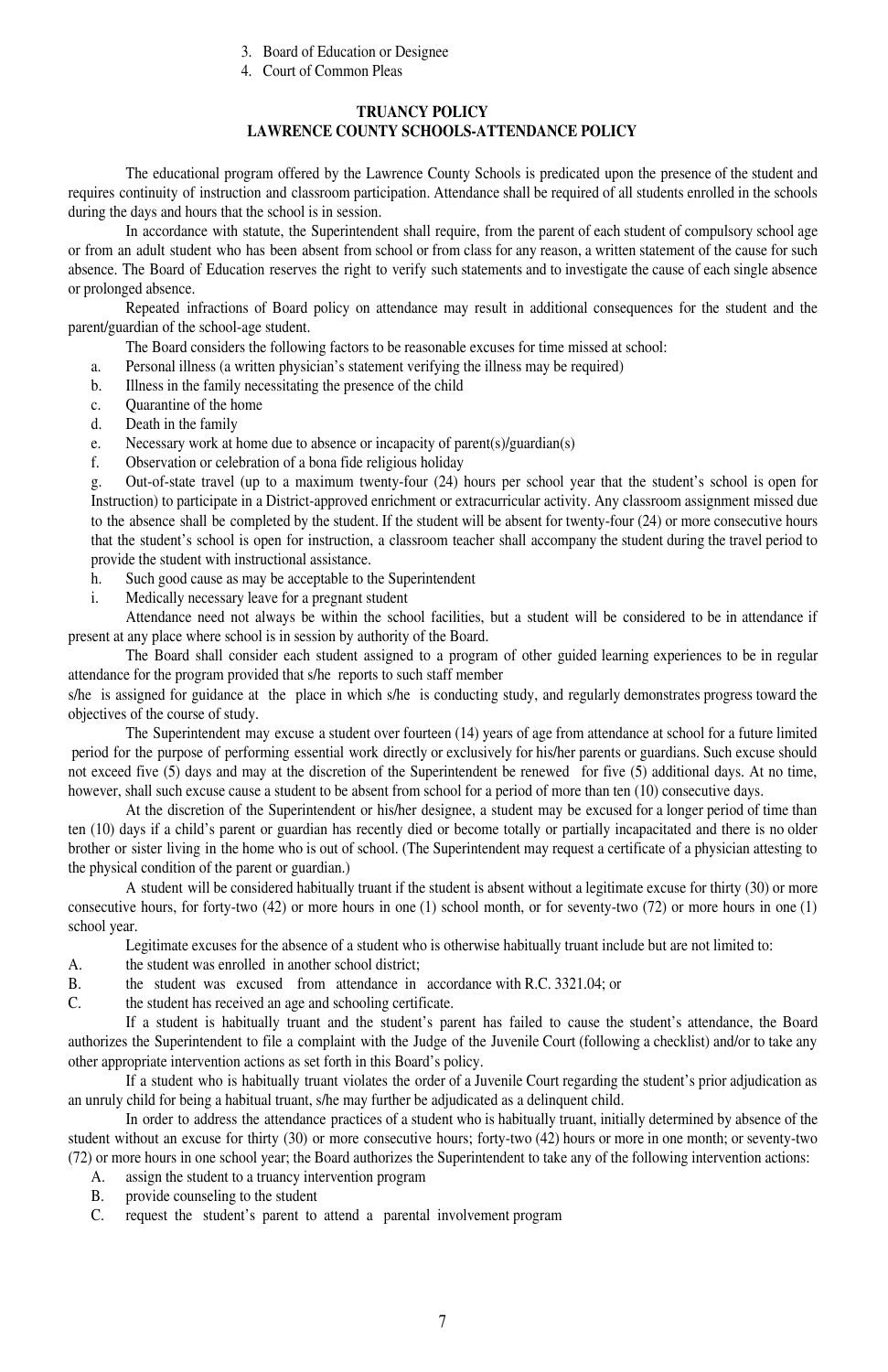3. Board of Education or Designee
4. Court of Common Pleas

## TRUANCY POLICY
## LAWRENCE COUNTY SCHOOLS-ATTENDANCE POLICY

The educational program offered by the Lawrence County Schools is predicated upon the presence of the student and requires continuity of instruction and classroom participation. Attendance shall be required of all students enrolled in the schools during the days and hours that the school is in session.

In accordance with statute, the Superintendent shall require, from the parent of each student of compulsory school age or from an adult student who has been absent from school or from class for any reason, a written statement of the cause for such absence. The Board of Education reserves the right to verify such statements and to investigate the cause of each single absence or prolonged absence.

Repeated infractions of Board policy on attendance may result in additional consequences for the student and the parent/guardian of the school-age student.

The Board considers the following factors to be reasonable excuses for time missed at school:

a. Personal illness (a written physician's statement verifying the illness may be required)
b. Illness in the family necessitating the presence of the child
c. Quarantine of the home
d. Death in the family
e. Necessary work at home due to absence or incapacity of parent(s)/guardian(s)
f. Observation or celebration of a bona fide religious holiday
g. Out-of-state travel (up to a maximum twenty-four (24) hours per school year that the student's school is open for Instruction) to participate in a District-approved enrichment or extracurricular activity. Any classroom assignment missed due to the absence shall be completed by the student. If the student will be absent for twenty-four (24) or more consecutive hours that the student's school is open for instruction, a classroom teacher shall accompany the student during the travel period to provide the student with instructional assistance.
h. Such good cause as may be acceptable to the Superintendent
i. Medically necessary leave for a pregnant student

Attendance need not always be within the school facilities, but a student will be considered to be in attendance if present at any place where school is in session by authority of the Board.

The Board shall consider each student assigned to a program of other guided learning experiences to be in regular attendance for the program provided that s/he reports to such staff member s/he is assigned for guidance at the place in which s/he is conducting study, and regularly demonstrates progress toward the objectives of the course of study.

The Superintendent may excuse a student over fourteen (14) years of age from attendance at school for a future limited period for the purpose of performing essential work directly or exclusively for his/her parents or guardians. Such excuse should not exceed five (5) days and may at the discretion of the Superintendent be renewed for five (5) additional days. At no time, however, shall such excuse cause a student to be absent from school for a period of more than ten (10) consecutive days.

At the discretion of the Superintendent or his/her designee, a student may be excused for a longer period of time than ten (10) days if a child's parent or guardian has recently died or become totally or partially incapacitated and there is no older brother or sister living in the home who is out of school. (The Superintendent may request a certificate of a physician attesting to the physical condition of the parent or guardian.)

A student will be considered habitually truant if the student is absent without a legitimate excuse for thirty (30) or more consecutive hours, for forty-two (42) or more hours in one (1) school month, or for seventy-two (72) or more hours in one (1) school year.

Legitimate excuses for the absence of a student who is otherwise habitually truant include but are not limited to:

A. the student was enrolled in another school district;
B. the student was excused from attendance in accordance with R.C. 3321.04; or
C. the student has received an age and schooling certificate.

If a student is habitually truant and the student's parent has failed to cause the student's attendance, the Board authorizes the Superintendent to file a complaint with the Judge of the Juvenile Court (following a checklist) and/or to take any other appropriate intervention actions as set forth in this Board's policy.

If a student who is habitually truant violates the order of a Juvenile Court regarding the student's prior adjudication as an unruly child for being a habitual truant, s/he may further be adjudicated as a delinquent child.

In order to address the attendance practices of a student who is habitually truant, initially determined by absence of the student without an excuse for thirty (30) or more consecutive hours; forty-two (42) hours or more in one month; or seventy-two (72) or more hours in one school year; the Board authorizes the Superintendent to take any of the following intervention actions:

A. assign the student to a truancy intervention program
B. provide counseling to the student
C. request the student's parent to attend a parental involvement program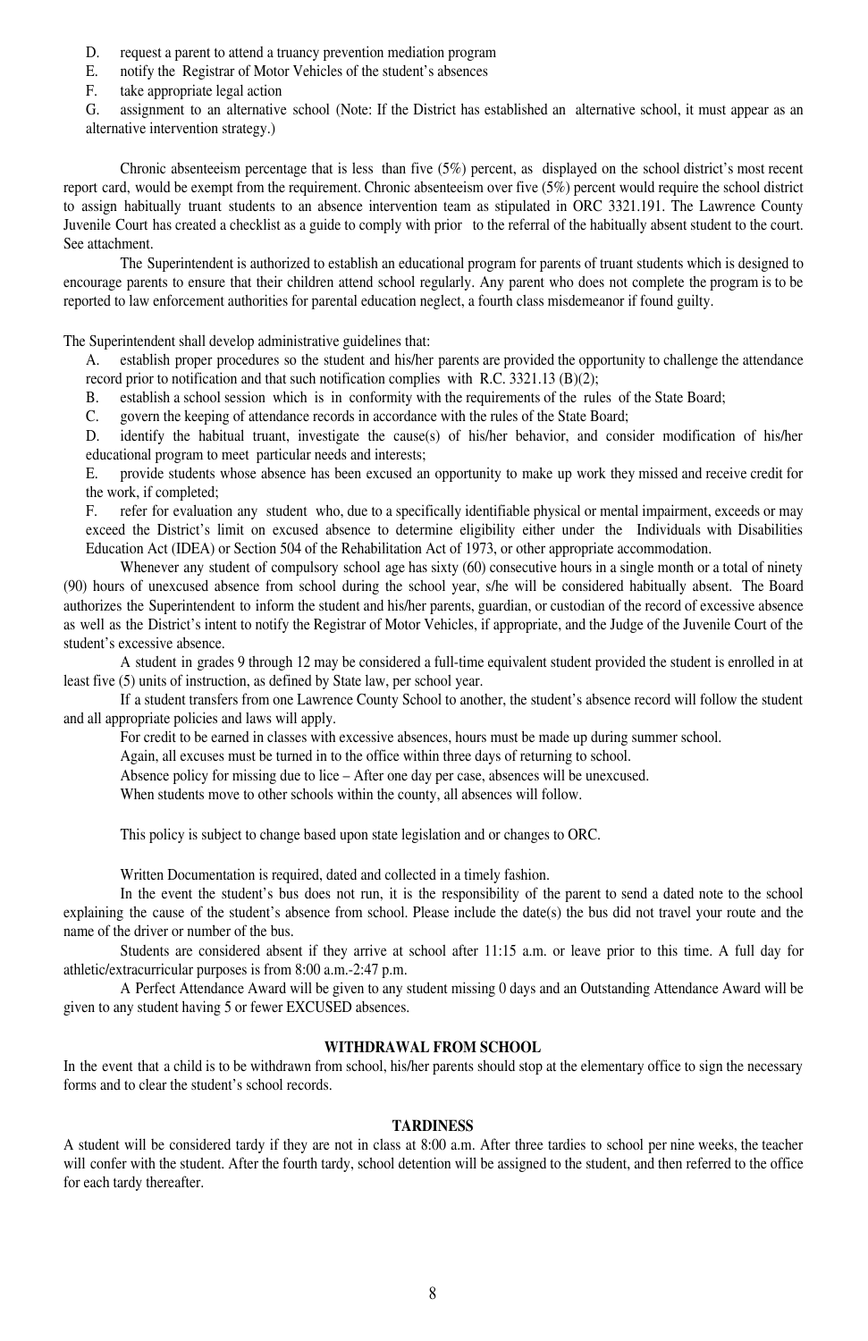D. request a parent to attend a truancy prevention mediation program
E. notify the Registrar of Motor Vehicles of the student's absences
F. take appropriate legal action
G. assignment to an alternative school (Note: If the District has established an alternative school, it must appear as an alternative intervention strategy.)

Chronic absenteeism percentage that is less than five (5%) percent, as displayed on the school district's most recent report card, would be exempt from the requirement. Chronic absenteeism over five (5%) percent would require the school district to assign habitually truant students to an absence intervention team as stipulated in ORC 3321.191. The Lawrence County Juvenile Court has created a checklist as a guide to comply with prior to the referral of the habitually absent student to the court. See attachment.

The Superintendent is authorized to establish an educational program for parents of truant students which is designed to encourage parents to ensure that their children attend school regularly. Any parent who does not complete the program is to be reported to law enforcement authorities for parental education neglect, a fourth class misdemeanor if found guilty.

The Superintendent shall develop administrative guidelines that:

A. establish proper procedures so the student and his/her parents are provided the opportunity to challenge the attendance record prior to notification and that such notification complies with R.C. 3321.13 (B)(2);
B. establish a school session which is in conformity with the requirements of the rules of the State Board;
C. govern the keeping of attendance records in accordance with the rules of the State Board;
D. identify the habitual truant, investigate the cause(s) of his/her behavior, and consider modification of his/her educational program to meet particular needs and interests;
E. provide students whose absence has been excused an opportunity to make up work they missed and receive credit for the work, if completed;
F. refer for evaluation any student who, due to a specifically identifiable physical or mental impairment, exceeds or may exceed the District's limit on excused absence to determine eligibility either under the Individuals with Disabilities Education Act (IDEA) or Section 504 of the Rehabilitation Act of 1973, or other appropriate accommodation.

Whenever any student of compulsory school age has sixty (60) consecutive hours in a single month or a total of ninety (90) hours of unexcused absence from school during the school year, s/he will be considered habitually absent. The Board authorizes the Superintendent to inform the student and his/her parents, guardian, or custodian of the record of excessive absence as well as the District's intent to notify the Registrar of Motor Vehicles, if appropriate, and the Judge of the Juvenile Court of the student's excessive absence.

A student in grades 9 through 12 may be considered a full-time equivalent student provided the student is enrolled in at least five (5) units of instruction, as defined by State law, per school year.

If a student transfers from one Lawrence County School to another, the student's absence record will follow the student and all appropriate policies and laws will apply.

For credit to be earned in classes with excessive absences, hours must be made up during summer school.

Again, all excuses must be turned in to the office within three days of returning to school.

Absence policy for missing due to lice – After one day per case, absences will be unexcused.

When students move to other schools within the county, all absences will follow.

This policy is subject to change based upon state legislation and or changes to ORC.

Written Documentation is required, dated and collected in a timely fashion.

In the event the student's bus does not run, it is the responsibility of the parent to send a dated note to the school explaining the cause of the student's absence from school. Please include the date(s) the bus did not travel your route and the name of the driver or number of the bus.

Students are considered absent if they arrive at school after 11:15 a.m. or leave prior to this time. A full day for athletic/extracurricular purposes is from 8:00 a.m.-2:47 p.m.

A Perfect Attendance Award will be given to any student missing 0 days and an Outstanding Attendance Award will be given to any student having 5 or fewer EXCUSED absences.

## WITHDRAWAL FROM SCHOOL

In the event that a child is to be withdrawn from school, his/her parents should stop at the elementary office to sign the necessary forms and to clear the student's school records.

## TARDINESS

A student will be considered tardy if they are not in class at 8:00 a.m. After three tardies to school per nine weeks, the teacher will confer with the student. After the fourth tardy, school detention will be assigned to the student, and then referred to the office for each tardy thereafter.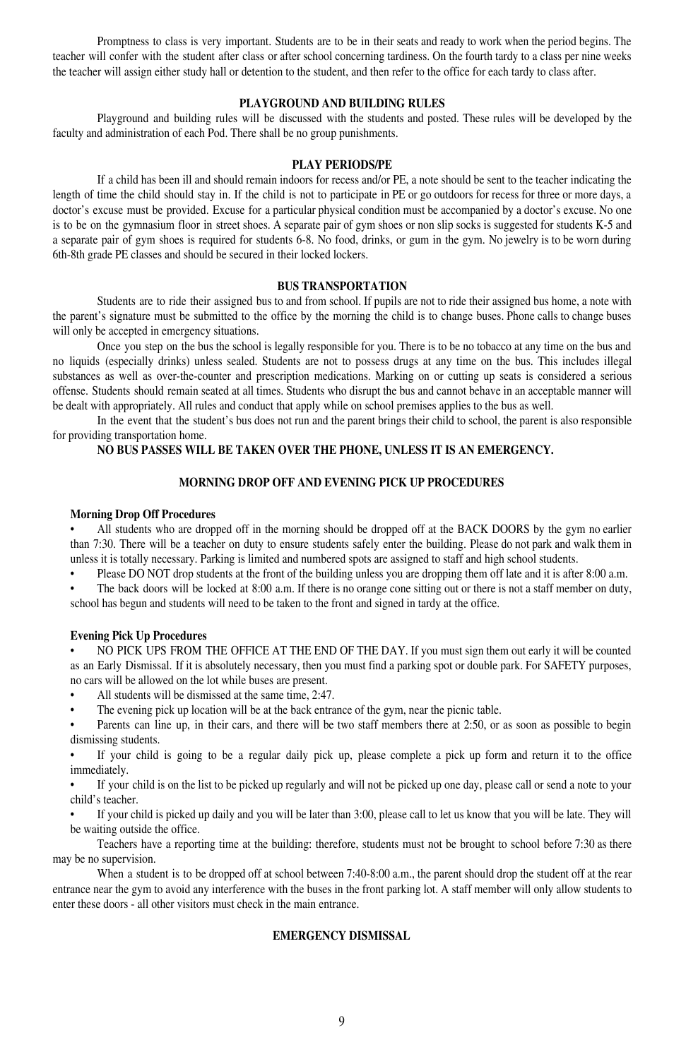Promptness to class is very important. Students are to be in their seats and ready to work when the period begins. The teacher will confer with the student after class or after school concerning tardiness. On the fourth tardy to a class per nine weeks the teacher will assign either study hall or detention to the student, and then refer to the office for each tardy to class after.

## PLAYGROUND AND BUILDING RULES

Playground and building rules will be discussed with the students and posted. These rules will be developed by the faculty and administration of each Pod. There shall be no group punishments.

## PLAY PERIODS/PE

If a child has been ill and should remain indoors for recess and/or PE, a note should be sent to the teacher indicating the length of time the child should stay in. If the child is not to participate in PE or go outdoors for recess for three or more days, a doctor's excuse must be provided. Excuse for a particular physical condition must be accompanied by a doctor's excuse. No one is to be on the gymnasium floor in street shoes. A separate pair of gym shoes or non slip socks is suggested for students K-5 and a separate pair of gym shoes is required for students 6-8. No food, drinks, or gum in the gym. No jewelry is to be worn during 6th-8th grade PE classes and should be secured in their locked lockers.

## BUS TRANSPORTATION

Students are to ride their assigned bus to and from school. If pupils are not to ride their assigned bus home, a note with the parent's signature must be submitted to the office by the morning the child is to change buses. Phone calls to change buses will only be accepted in emergency situations.

Once you step on the bus the school is legally responsible for you. There is to be no tobacco at any time on the bus and no liquids (especially drinks) unless sealed. Students are not to possess drugs at any time on the bus. This includes illegal substances as well as over-the-counter and prescription medications. Marking on or cutting up seats is considered a serious offense. Students should remain seated at all times. Students who disrupt the bus and cannot behave in an acceptable manner will be dealt with appropriately. All rules and conduct that apply while on school premises applies to the bus as well.

In the event that the student's bus does not run and the parent brings their child to school, the parent is also responsible for providing transportation home.

**NO BUS PASSES WILL BE TAKEN OVER THE PHONE, UNLESS IT IS AN EMERGENCY.**

## MORNING DROP OFF AND EVENING PICK UP PROCEDURES

### Morning Drop Off Procedures

- All students who are dropped off in the morning should be dropped off at the BACK DOORS by the gym no earlier than 7:30. There will be a teacher on duty to ensure students safely enter the building. Please do not park and walk them in unless it is totally necessary. Parking is limited and numbered spots are assigned to staff and high school students.
- Please DO NOT drop students at the front of the building unless you are dropping them off late and it is after 8:00 a.m.
- The back doors will be locked at 8:00 a.m. If there is no orange cone sitting out or there is not a staff member on duty, school has begun and students will need to be taken to the front and signed in tardy at the office.

### Evening Pick Up Procedures

- NO PICK UPS FROM THE OFFICE AT THE END OF THE DAY. If you must sign them out early it will be counted as an Early Dismissal. If it is absolutely necessary, then you must find a parking spot or double park. For SAFETY purposes, no cars will be allowed on the lot while buses are present.
- All students will be dismissed at the same time, 2:47.
- The evening pick up location will be at the back entrance of the gym, near the picnic table.
- Parents can line up, in their cars, and there will be two staff members there at 2:50, or as soon as possible to begin dismissing students.
- If your child is going to be a regular daily pick up, please complete a pick up form and return it to the office immediately.
- If your child is on the list to be picked up regularly and will not be picked up one day, please call or send a note to your child's teacher.
- If your child is picked up daily and you will be later than 3:00, please call to let us know that you will be late. They will be waiting outside the office.

Teachers have a reporting time at the building: therefore, students must not be brought to school before 7:30 as there may be no supervision.

When a student is to be dropped off at school between 7:40-8:00 a.m., the parent should drop the student off at the rear entrance near the gym to avoid any interference with the buses in the front parking lot. A staff member will only allow students to enter these doors - all other visitors must check in the main entrance.

## EMERGENCY DISMISSAL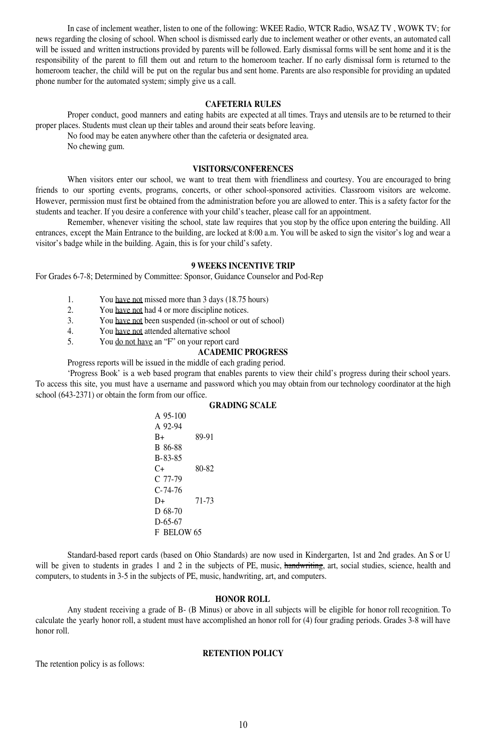In case of inclement weather, listen to one of the following: WKEE Radio, WTCR Radio, WSAZ TV , WOWK TV; for news regarding the closing of school. When school is dismissed early due to inclement weather or other events, an automated call will be issued and written instructions provided by parents will be followed. Early dismissal forms will be sent home and it is the responsibility of the parent to fill them out and return to the homeroom teacher. If no early dismissal form is returned to the homeroom teacher, the child will be put on the regular bus and sent home. Parents are also responsible for providing an updated phone number for the automated system; simply give us a call.

## CAFETERIA RULES

Proper conduct, good manners and eating habits are expected at all times. Trays and utensils are to be returned to their proper places. Students must clean up their tables and around their seats before leaving.

No food may be eaten anywhere other than the cafeteria or designated area.

No chewing gum.

## VISITORS/CONFERENCES

When visitors enter our school, we want to treat them with friendliness and courtesy. You are encouraged to bring friends to our sporting events, programs, concerts, or other school-sponsored activities. Classroom visitors are welcome. However, permission must first be obtained from the administration before you are allowed to enter. This is a safety factor for the students and teacher. If you desire a conference with your child's teacher, please call for an appointment.

Remember, whenever visiting the school, state law requires that you stop by the office upon entering the building. All entrances, except the Main Entrance to the building, are locked at 8:00 a.m. You will be asked to sign the visitor's log and wear a visitor's badge while in the building. Again, this is for your child's safety.

## 9 WEEKS INCENTIVE TRIP

For Grades 6-7-8; Determined by Committee: Sponsor, Guidance Counselor and Pod-Rep

1. You <u>have not</u> missed more than 3 days (18.75 hours)
2. You <u>have not</u> had 4 or more discipline notices.
3. You <u>have not</u> been suspended (in-school or out of school)
4. You <u>have not</u> attended alternative school
5. You <u>do not have</u> an "F" on your report card

## ACADEMIC PROGRESS

Progress reports will be issued in the middle of each grading period.

'Progress Book' is a web based program that enables parents to view their child's progress during their school years. To access this site, you must have a username and password which you may obtain from our technology coordinator at the high school (643-2371) or obtain the form from our office.

## GRADING SCALE

A 95-100
A 92-94
B+ 89-91
B 86-88
B- 83-85
C+ 80-82
C 77-79
C- 74-76
D+ 71-73
D 68-70
D- 65-67
F BELOW 65

Standard-based report cards (based on Ohio Standards) are now used in Kindergarten, 1st and 2nd grades. An S or U will be given to students in grades 1 and 2 in the subjects of PE, music, ~~handwriting~~, art, social studies, science, health and computers, to students in 3-5 in the subjects of PE, music, handwriting, art, and computers.

## HONOR ROLL

Any student receiving a grade of B- (B Minus) or above in all subjects will be eligible for honor roll recognition. To calculate the yearly honor roll, a student must have accomplished an honor roll for (4) four grading periods. Grades 3-8 will have honor roll.

## RETENTION POLICY

The retention policy is as follows: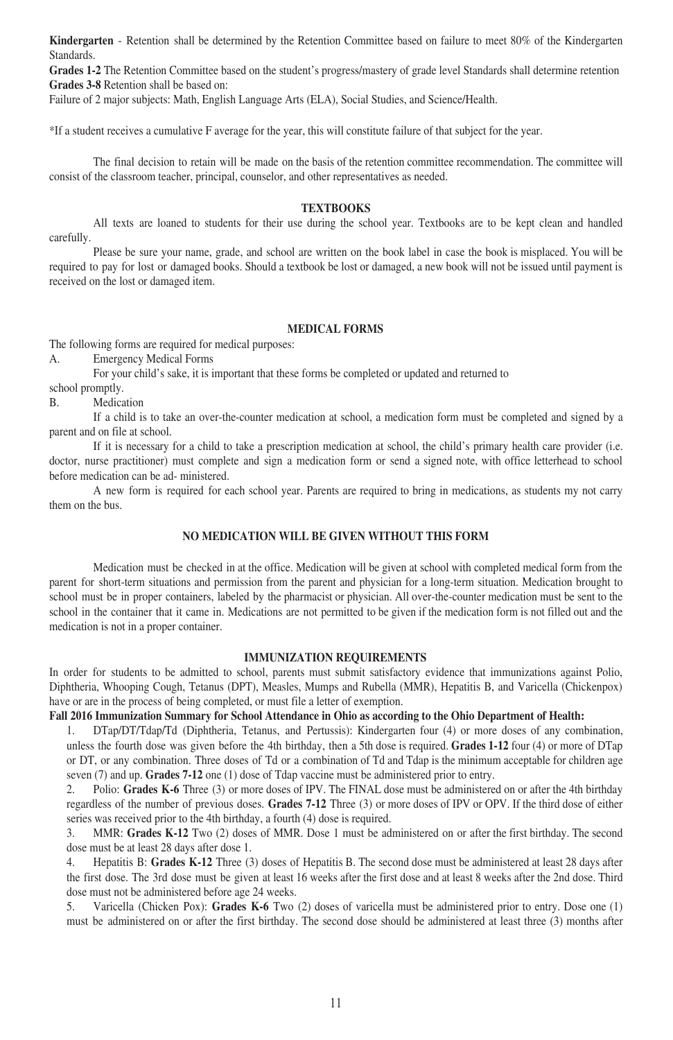**Kindergarten** - Retention shall be determined by the Retention Committee based on failure to meet 80% of the Kindergarten Standards.

**Grades 1-2** The Retention Committee based on the student's progress/mastery of grade level Standards shall determine retention

**Grades 3-8** Retention shall be based on:

Failure of 2 major subjects: Math, English Language Arts (ELA), Social Studies, and Science/Health.

*If a student receives a cumulative F average for the year, this will constitute failure of that subject for the year.

The final decision to retain will be made on the basis of the retention committee recommendation. The committee will consist of the classroom teacher, principal, counselor, and other representatives as needed.

## TEXTBOOKS

All texts are loaned to students for their use during the school year. Textbooks are to be kept clean and handled carefully.

Please be sure your name, grade, and school are written on the book label in case the book is misplaced. You will be required to pay for lost or damaged books. Should a textbook be lost or damaged, a new book will not be issued until payment is received on the lost or damaged item.

## MEDICAL FORMS

The following forms are required for medical purposes:

A. Emergency Medical Forms

For your child's sake, it is important that these forms be completed or updated and returned to school promptly.

B. Medication

If a child is to take an over-the-counter medication at school, a medication form must be completed and signed by a parent and on file at school.

If it is necessary for a child to take a prescription medication at school, the child's primary health care provider (i.e. doctor, nurse practitioner) must complete and sign a medication form or send a signed note, with office letterhead to school before medication can be ad- ministered.

A new form is required for each school year. Parents are required to bring in medications, as students my not carry them on the bus.

**NO MEDICATION WILL BE GIVEN WITHOUT THIS FORM**

Medication must be checked in at the office. Medication will be given at school with completed medical form from the parent for short-term situations and permission from the parent and physician for a long-term situation. Medication brought to school must be in proper containers, labeled by the pharmacist or physician. All over-the-counter medication must be sent to the school in the container that it came in. Medications are not permitted to be given if the medication form is not filled out and the medication is not in a proper container.

## IMMUNIZATION REQUIREMENTS

In order for students to be admitted to school, parents must submit satisfactory evidence that immunizations against Polio, Diphtheria, Whooping Cough, Tetanus (DPT), Measles, Mumps and Rubella (MMR), Hepatitis B, and Varicella (Chickenpox) have or are in the process of being completed, or must file a letter of exemption.

**Fall 2016 Immunization Summary for School Attendance in Ohio as according to the Ohio Department of Health:**

1. DTap/DT/Tdap/Td (Diphtheria, Tetanus, and Pertussis): Kindergarten four (4) or more doses of any combination, unless the fourth dose was given before the 4th birthday, then a 5th dose is required. **Grades 1-12** four (4) or more of DTap or DT, or any combination. Three doses of Td or a combination of Td and Tdap is the minimum acceptable for children age seven (7) and up. **Grades 7-12** one (1) dose of Tdap vaccine must be administered prior to entry.
2. Polio: **Grades K-6** Three (3) or more doses of IPV. The FINAL dose must be administered on or after the 4th birthday regardless of the number of previous doses. **Grades 7-12** Three (3) or more doses of IPV or OPV. If the third dose of either series was received prior to the 4th birthday, a fourth (4) dose is required.
3. MMR: **Grades K-12** Two (2) doses of MMR. Dose 1 must be administered on or after the first birthday. The second dose must be at least 28 days after dose 1.
4. Hepatitis B: **Grades K-12** Three (3) doses of Hepatitis B. The second dose must be administered at least 28 days after the first dose. The 3rd dose must be given at least 16 weeks after the first dose and at least 8 weeks after the 2nd dose. Third dose must not be administered before age 24 weeks.
5. Varicella (Chicken Pox): **Grades K-6** Two (2) doses of varicella must be administered prior to entry. Dose one (1) must be administered on or after the first birthday. The second dose should be administered at least three (3) months after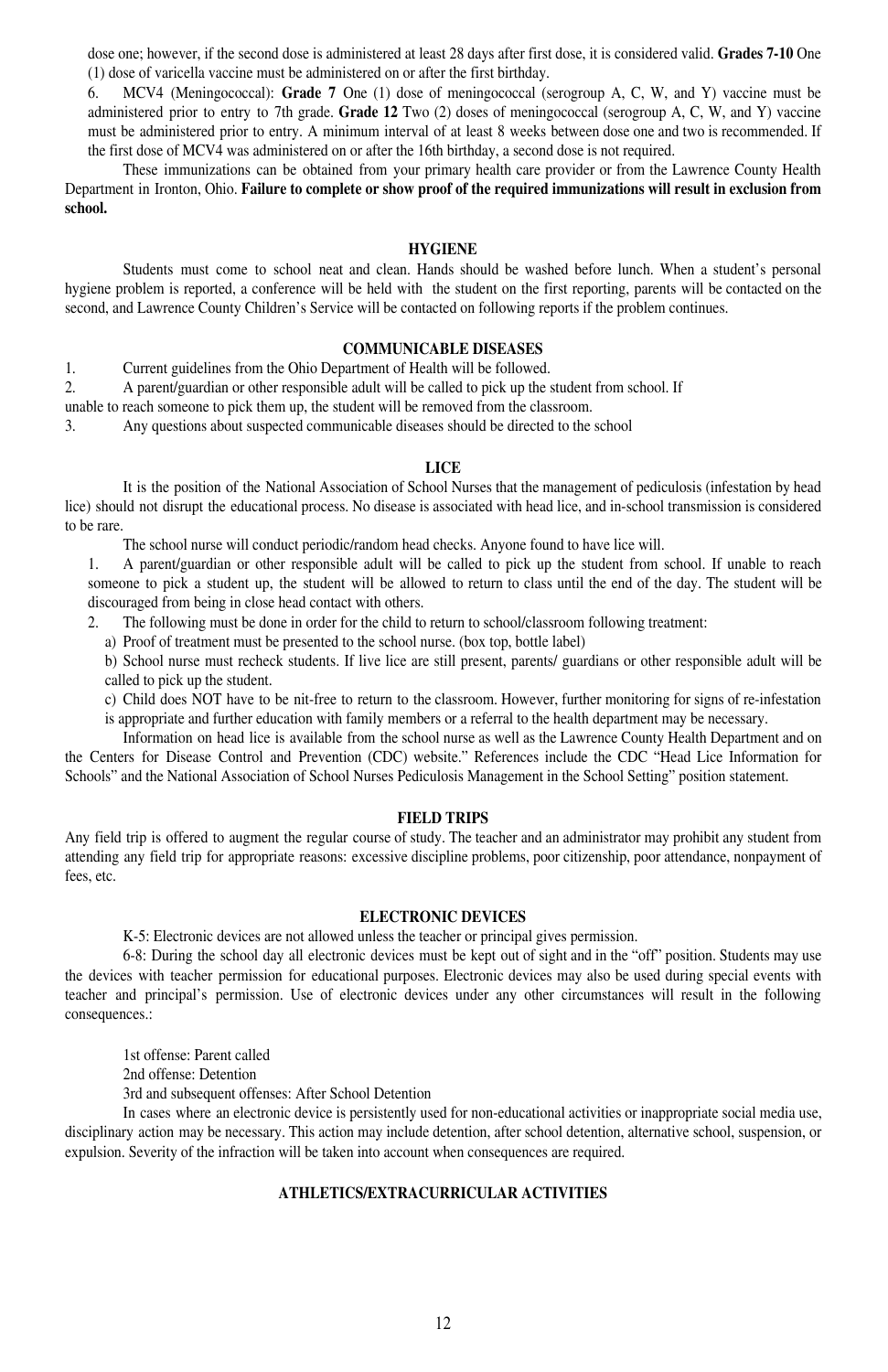dose one; however, if the second dose is administered at least 28 days after first dose, it is considered valid. **Grades 7-10** One (1) dose of varicella vaccine must be administered on or after the first birthday.

6. MCV4 (Meningococcal): **Grade 7** One (1) dose of meningococcal (serogroup A, C, W, and Y) vaccine must be administered prior to entry to 7th grade. **Grade 12** Two (2) doses of meningococcal (serogroup A, C, W, and Y) vaccine must be administered prior to entry. A minimum interval of at least 8 weeks between dose one and two is recommended. If the first dose of MCV4 was administered on or after the 16th birthday, a second dose is not required.

These immunizations can be obtained from your primary health care provider or from the Lawrence County Health Department in Ironton, Ohio. **Failure to complete or show proof of the required immunizations will result in exclusion from school.**

## HYGIENE

Students must come to school neat and clean. Hands should be washed before lunch. When a student's personal hygiene problem is reported, a conference will be held with the student on the first reporting, parents will be contacted on the second, and Lawrence County Children's Service will be contacted on following reports if the problem continues.

## COMMUNICABLE DISEASES

1. Current guidelines from the Ohio Department of Health will be followed.
2. A parent/guardian or other responsible adult will be called to pick up the student from school. If unable to reach someone to pick them up, the student will be removed from the classroom.
3. Any questions about suspected communicable diseases should be directed to the school

## LICE

It is the position of the National Association of School Nurses that the management of pediculosis (infestation by head lice) should not disrupt the educational process. No disease is associated with head lice, and in-school transmission is considered to be rare.

The school nurse will conduct periodic/random head checks. Anyone found to have lice will.

1. A parent/guardian or other responsible adult will be called to pick up the student from school. If unable to reach someone to pick a student up, the student will be allowed to return to class until the end of the day. The student will be discouraged from being in close head contact with others.
2. The following must be done in order for the child to return to school/classroom following treatment:
   a) Proof of treatment must be presented to the school nurse. (box top, bottle label)
   b) School nurse must recheck students. If live lice are still present, parents/ guardians or other responsible adult will be called to pick up the student.
   c) Child does NOT have to be nit-free to return to the classroom. However, further monitoring for signs of re-infestation is appropriate and further education with family members or a referral to the health department may be necessary.

Information on head lice is available from the school nurse as well as the Lawrence County Health Department and on the Centers for Disease Control and Prevention (CDC) website." References include the CDC "Head Lice Information for Schools" and the National Association of School Nurses Pediculosis Management in the School Setting" position statement.

## FIELD TRIPS

Any field trip is offered to augment the regular course of study. The teacher and an administrator may prohibit any student from attending any field trip for appropriate reasons: excessive discipline problems, poor citizenship, poor attendance, nonpayment of fees, etc.

## ELECTRONIC DEVICES

K-5: Electronic devices are not allowed unless the teacher or principal gives permission.

6-8: During the school day all electronic devices must be kept out of sight and in the "off" position. Students may use the devices with teacher permission for educational purposes. Electronic devices may also be used during special events with teacher and principal's permission. Use of electronic devices under any other circumstances will result in the following consequences.:

1st offense: Parent called
2nd offense: Detention
3rd and subsequent offenses: After School Detention

In cases where an electronic device is persistently used for non-educational activities or inappropriate social media use, disciplinary action may be necessary. This action may include detention, after school detention, alternative school, suspension, or expulsion. Severity of the infraction will be taken into account when consequences are required.

## ATHLETICS/EXTRACURRICULAR ACTIVITIES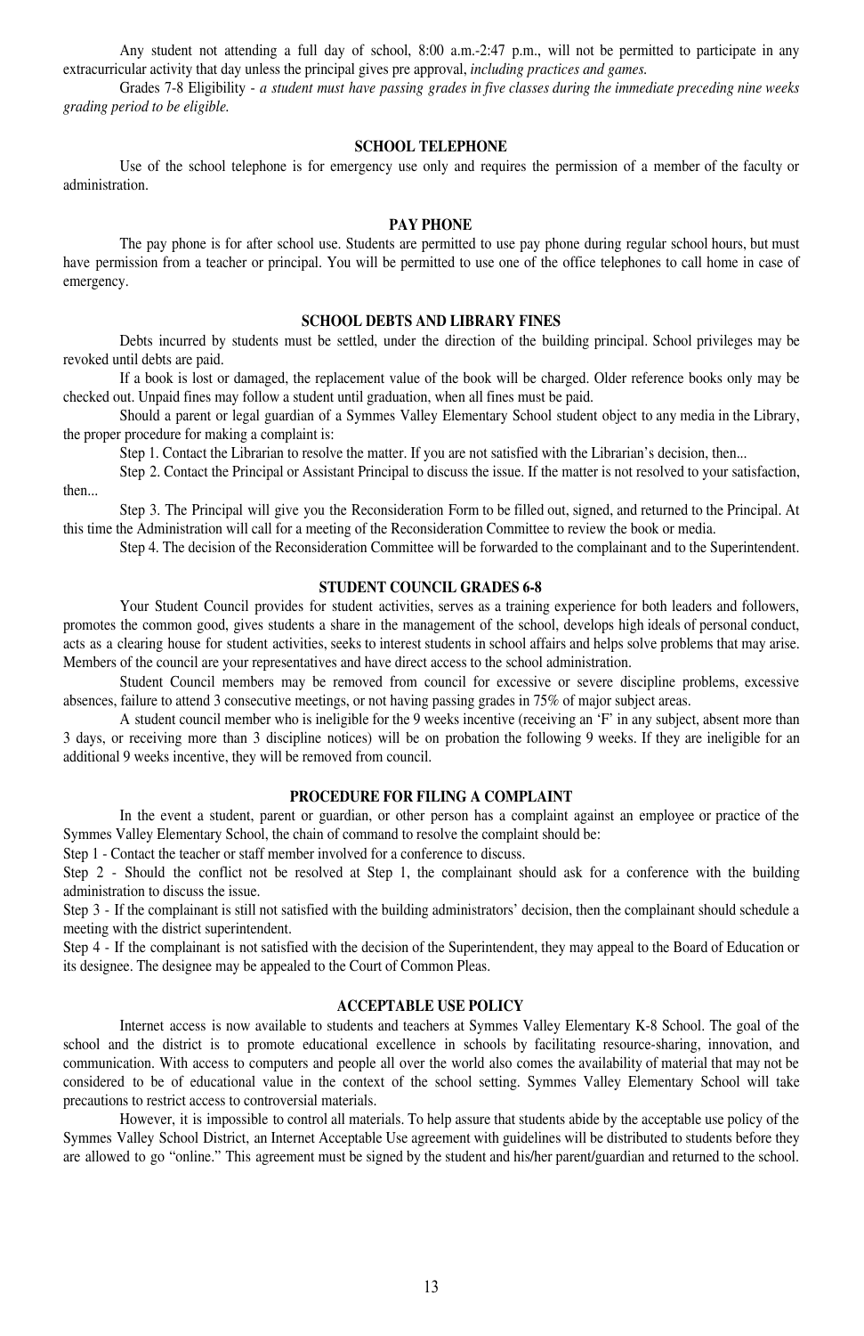Any student not attending a full day of school, 8:00 a.m.-2:47 p.m., will not be permitted to participate in any extracurricular activity that day unless the principal gives pre approval, *including practices and games.*

Grades 7-8 Eligibility - *a student must have passing grades in five classes during the immediate preceding nine weeks grading period to be eligible.*

### SCHOOL TELEPHONE

Use of the school telephone is for emergency use only and requires the permission of a member of the faculty or administration.

### PAY PHONE

The pay phone is for after school use. Students are permitted to use pay phone during regular school hours, but must have permission from a teacher or principal. You will be permitted to use one of the office telephones to call home in case of emergency.

### SCHOOL DEBTS AND LIBRARY FINES

Debts incurred by students must be settled, under the direction of the building principal. School privileges may be revoked until debts are paid.

If a book is lost or damaged, the replacement value of the book will be charged. Older reference books only may be checked out. Unpaid fines may follow a student until graduation, when all fines must be paid.

Should a parent or legal guardian of a Symmes Valley Elementary School student object to any media in the Library, the proper procedure for making a complaint is:

Step 1. Contact the Librarian to resolve the matter. If you are not satisfied with the Librarian's decision, then...

Step 2. Contact the Principal or Assistant Principal to discuss the issue. If the matter is not resolved to your satisfaction, then...

Step 3. The Principal will give you the Reconsideration Form to be filled out, signed, and returned to the Principal. At this time the Administration will call for a meeting of the Reconsideration Committee to review the book or media.

Step 4. The decision of the Reconsideration Committee will be forwarded to the complainant and to the Superintendent.

### STUDENT COUNCIL GRADES 6-8

Your Student Council provides for student activities, serves as a training experience for both leaders and followers, promotes the common good, gives students a share in the management of the school, develops high ideals of personal conduct, acts as a clearing house for student activities, seeks to interest students in school affairs and helps solve problems that may arise. Members of the council are your representatives and have direct access to the school administration.

Student Council members may be removed from council for excessive or severe discipline problems, excessive absences, failure to attend 3 consecutive meetings, or not having passing grades in 75% of major subject areas.

A student council member who is ineligible for the 9 weeks incentive (receiving an 'F' in any subject, absent more than 3 days, or receiving more than 3 discipline notices) will be on probation the following 9 weeks. If they are ineligible for an additional 9 weeks incentive, they will be removed from council.

### PROCEDURE FOR FILING A COMPLAINT

In the event a student, parent or guardian, or other person has a complaint against an employee or practice of the Symmes Valley Elementary School, the chain of command to resolve the complaint should be:

Step 1 - Contact the teacher or staff member involved for a conference to discuss.

Step 2 - Should the conflict not be resolved at Step 1, the complainant should ask for a conference with the building administration to discuss the issue.

Step 3 - If the complainant is still not satisfied with the building administrators' decision, then the complainant should schedule a meeting with the district superintendent.

Step 4 - If the complainant is not satisfied with the decision of the Superintendent, they may appeal to the Board of Education or its designee. The designee may be appealed to the Court of Common Pleas.

### ACCEPTABLE USE POLICY

Internet access is now available to students and teachers at Symmes Valley Elementary K-8 School. The goal of the school and the district is to promote educational excellence in schools by facilitating resource-sharing, innovation, and communication. With access to computers and people all over the world also comes the availability of material that may not be considered to be of educational value in the context of the school setting. Symmes Valley Elementary School will take precautions to restrict access to controversial materials.

However, it is impossible to control all materials. To help assure that students abide by the acceptable use policy of the Symmes Valley School District, an Internet Acceptable Use agreement with guidelines will be distributed to students before they are allowed to go "online." This agreement must be signed by the student and his/her parent/guardian and returned to the school.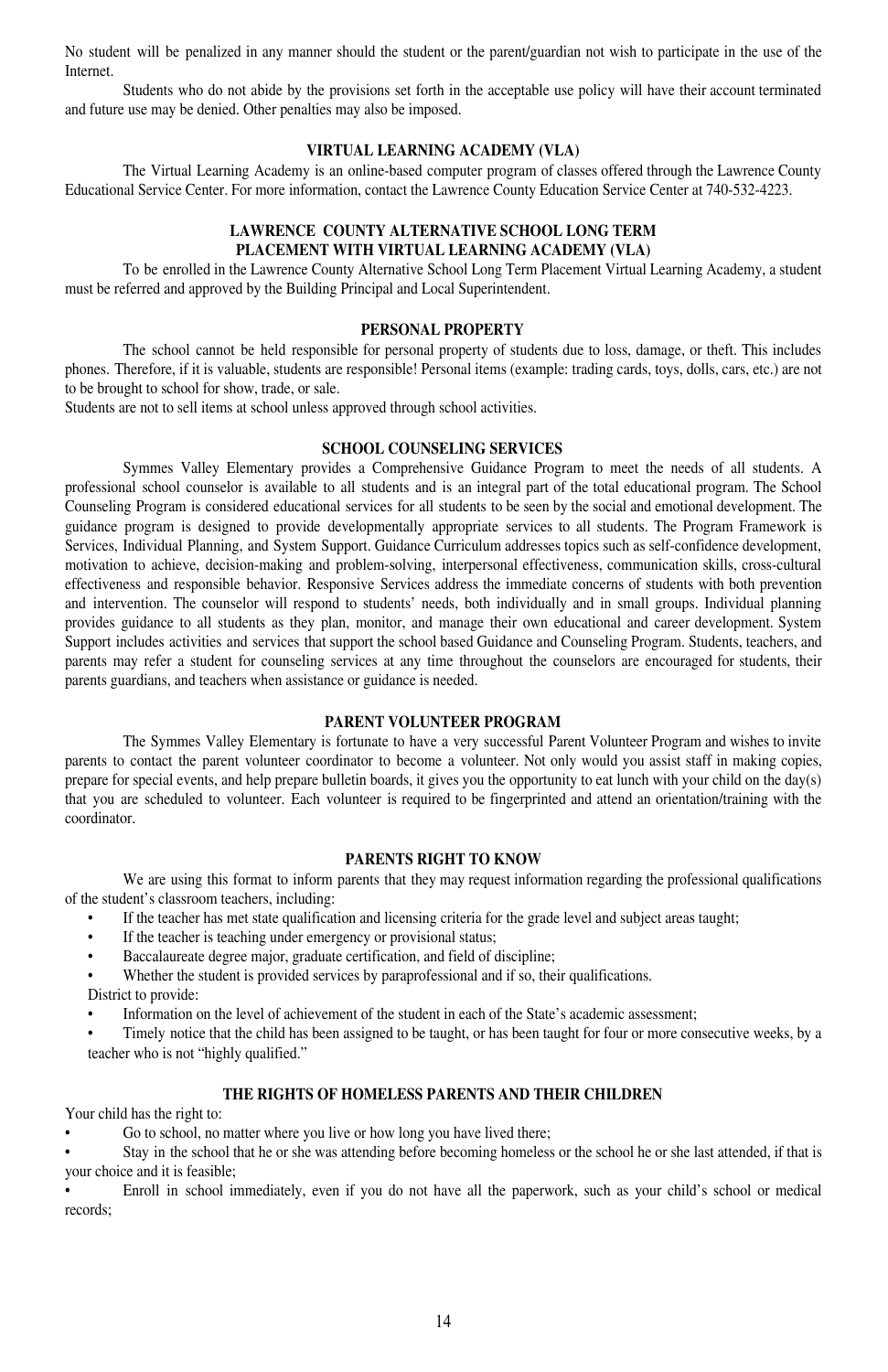No student will be penalized in any manner should the student or the parent/guardian not wish to participate in the use of the Internet.

Students who do not abide by the provisions set forth in the acceptable use policy will have their account terminated and future use may be denied. Other penalties may also be imposed.

### VIRTUAL LEARNING ACADEMY (VLA)

The Virtual Learning Academy is an online-based computer program of classes offered through the Lawrence County Educational Service Center. For more information, contact the Lawrence County Education Service Center at 740-532-4223.

### LAWRENCE COUNTY ALTERNATIVE SCHOOL LONG TERM PLACEMENT WITH VIRTUAL LEARNING ACADEMY (VLA)

To be enrolled in the Lawrence County Alternative School Long Term Placement Virtual Learning Academy, a student must be referred and approved by the Building Principal and Local Superintendent.

### PERSONAL PROPERTY

The school cannot be held responsible for personal property of students due to loss, damage, or theft. This includes phones. Therefore, if it is valuable, students are responsible! Personal items (example: trading cards, toys, dolls, cars, etc.) are not to be brought to school for show, trade, or sale.

Students are not to sell items at school unless approved through school activities.

### SCHOOL COUNSELING SERVICES

Symmes Valley Elementary provides a Comprehensive Guidance Program to meet the needs of all students. A professional school counselor is available to all students and is an integral part of the total educational program. The School Counseling Program is considered educational services for all students to be seen by the social and emotional development. The guidance program is designed to provide developmentally appropriate services to all students. The Program Framework is Services, Individual Planning, and System Support. Guidance Curriculum addresses topics such as self-confidence development, motivation to achieve, decision-making and problem-solving, interpersonal effectiveness, communication skills, cross-cultural effectiveness and responsible behavior. Responsive Services address the immediate concerns of students with both prevention and intervention. The counselor will respond to students' needs, both individually and in small groups. Individual planning provides guidance to all students as they plan, monitor, and manage their own educational and career development. System Support includes activities and services that support the school based Guidance and Counseling Program. Students, teachers, and parents may refer a student for counseling services at any time throughout the counselors are encouraged for students, their parents guardians, and teachers when assistance or guidance is needed.

### PARENT VOLUNTEER PROGRAM

The Symmes Valley Elementary is fortunate to have a very successful Parent Volunteer Program and wishes to invite parents to contact the parent volunteer coordinator to become a volunteer. Not only would you assist staff in making copies, prepare for special events, and help prepare bulletin boards, it gives you the opportunity to eat lunch with your child on the day(s) that you are scheduled to volunteer. Each volunteer is required to be fingerprinted and attend an orientation/training with the coordinator.

### PARENTS RIGHT TO KNOW

We are using this format to inform parents that they may request information regarding the professional qualifications of the student's classroom teachers, including:

- If the teacher has met state qualification and licensing criteria for the grade level and subject areas taught;
- If the teacher is teaching under emergency or provisional status;
- Baccalaureate degree major, graduate certification, and field of discipline;
- Whether the student is provided services by paraprofessional and if so, their qualifications.

District to provide:

- Information on the level of achievement of the student in each of the State's academic assessment;
- Timely notice that the child has been assigned to be taught, or has been taught for four or more consecutive weeks, by a teacher who is not "highly qualified."

### THE RIGHTS OF HOMELESS PARENTS AND THEIR CHILDREN

Your child has the right to:

- Go to school, no matter where you live or how long you have lived there;
- Stay in the school that he or she was attending before becoming homeless or the school he or she last attended, if that is your choice and it is feasible;
- Enroll in school immediately, even if you do not have all the paperwork, such as your child's school or medical records;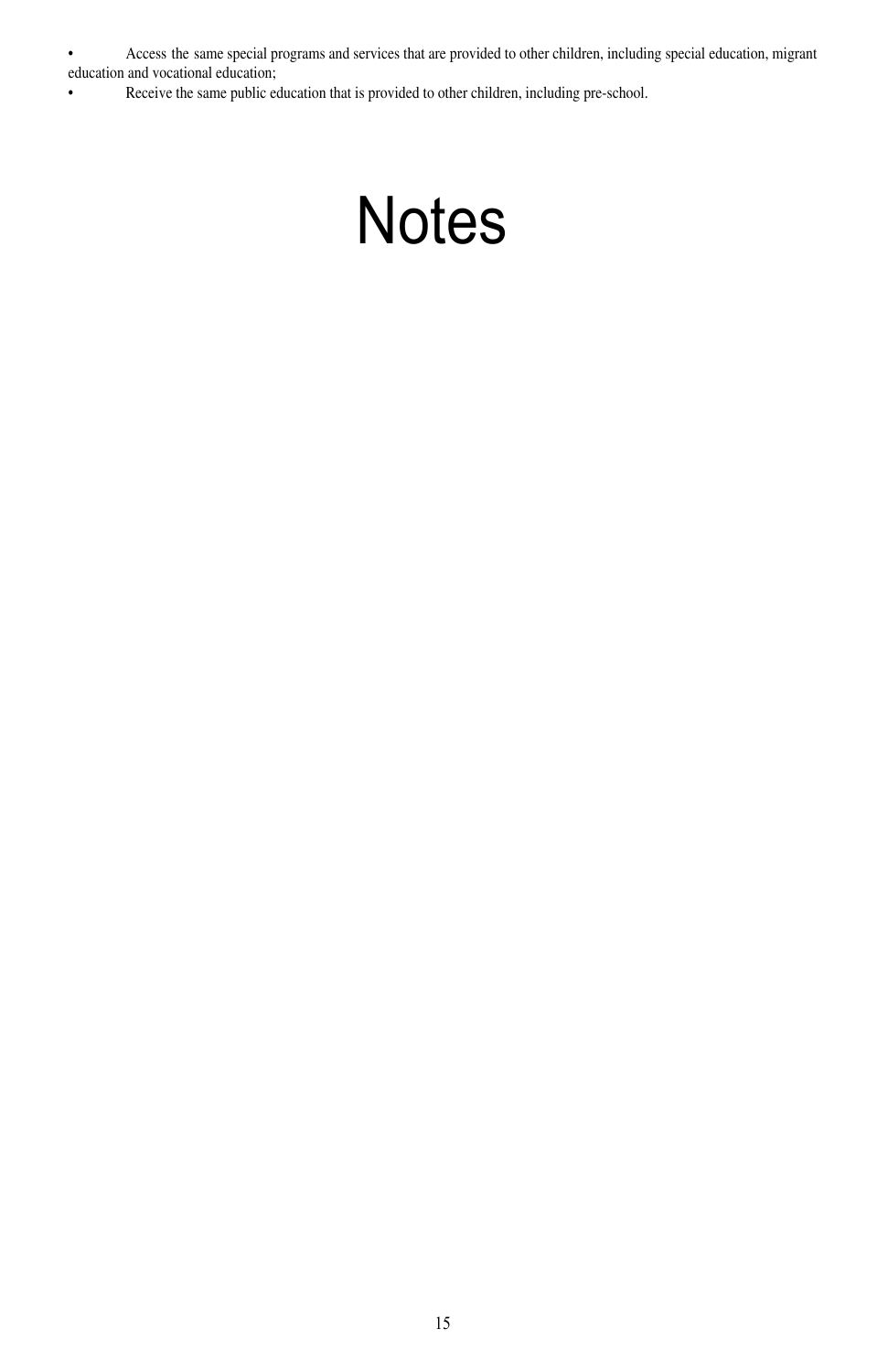- Access the same special programs and services that are provided to other children, including special education, migrant education and vocational education;
- Receive the same public education that is provided to other children, including pre-school.

# Notes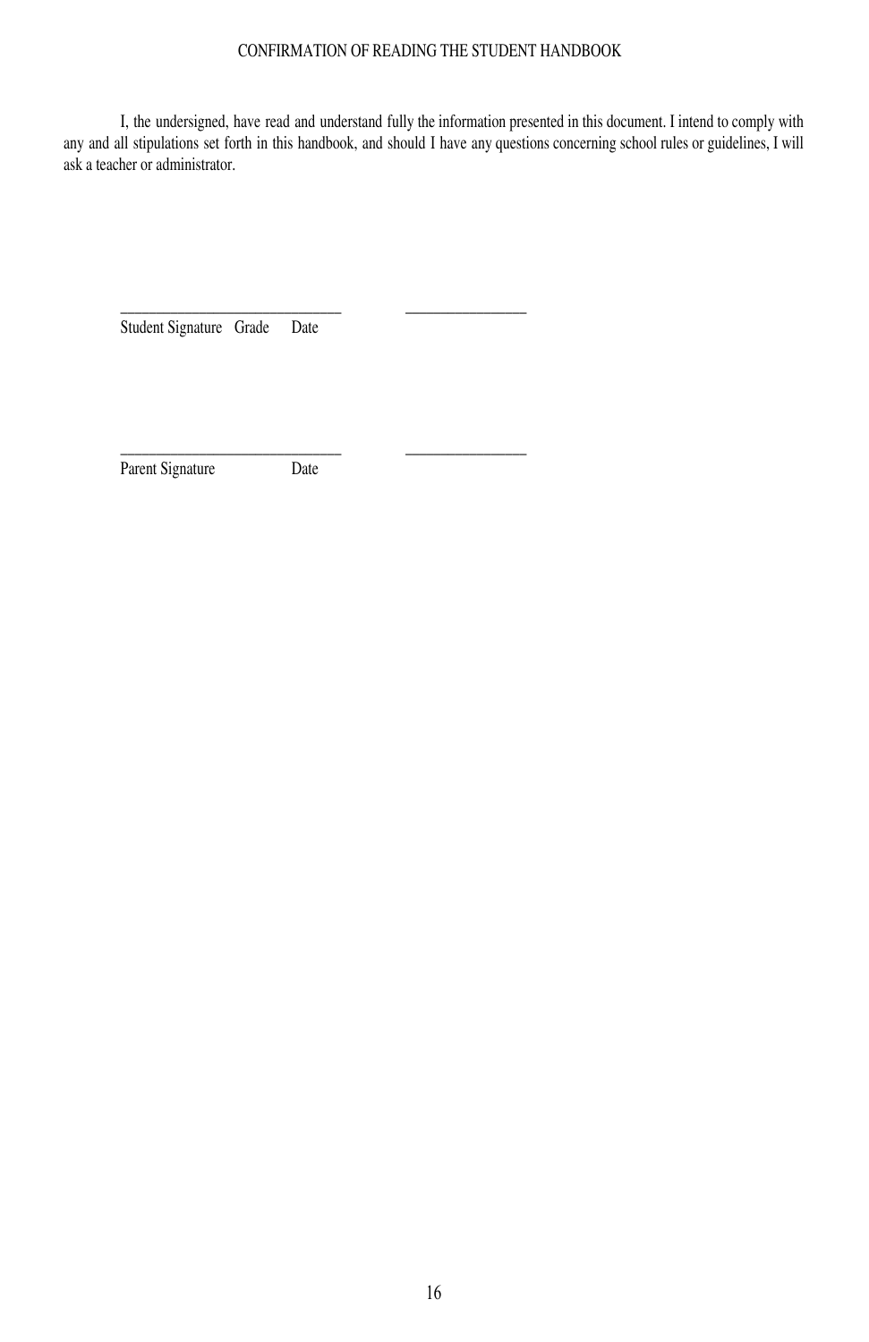# CONFIRMATION OF READING THE STUDENT HANDBOOK

I, the undersigned, have read and understand fully the information presented in this document. I intend to comply with any and all stipulations set forth in this handbook, and should I have any questions concerning school rules or guidelines, I will ask a teacher or administrator.

\_\_\_\_\_\_\_\_\_\_\_\_\_\_\_\_\_\_\_\_\_\_\_\_\_\_\_\_\_\_ \_\_\_\_\_\_\_\_\_\_\_\_\_\_\_\_

Student Signature Grade Date

\_\_\_\_\_\_\_\_\_\_\_\_\_\_\_\_\_\_\_\_\_\_\_\_\_\_\_\_\_\_ \_\_\_\_\_\_\_\_\_\_\_\_\_\_\_\_

Parent Signature Date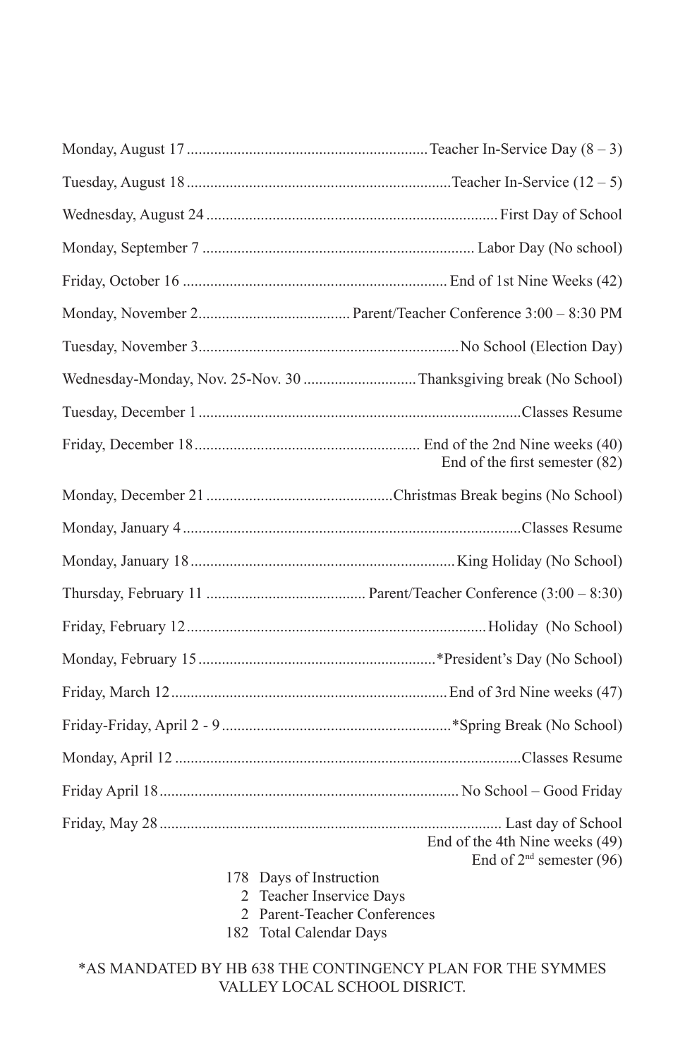| Date | Event |
|---|---|
| Monday, August 17 | Teacher In-Service Day (8 – 3) |
| Tuesday, August 18 | Teacher In-Service (12 – 5) |
| Wednesday, August 24 | First Day of School |
| Monday, September 7 | Labor Day (No school) |
| Friday, October 16 | End of 1st Nine Weeks (42) |
| Monday, November 2 | Parent/Teacher Conference 3:00 – 8:30 PM |
| Tuesday, November 3 | No School (Election Day) |
| Wednesday-Monday, Nov. 25-Nov. 30 | Thanksgiving break (No School) |
| Tuesday, December 1 | Classes Resume |
| Friday, December 18 | End of the 2nd Nine weeks (40)<br>End of the first semester (82) |
| Monday, December 21 | Christmas Break begins (No School) |
| Monday, January 4 | Classes Resume |
| Monday, January 18 | King Holiday (No School) |
| Thursday, February 11 | Parent/Teacher Conference (3:00 – 8:30) |
| Friday, February 12 | Holiday (No School) |
| Monday, February 15 | *President's Day (No School) |
| Friday, March 12 | End of 3rd Nine weeks (47) |
| Friday-Friday, April 2 - 9 | *Spring Break (No School) |
| Monday, April 12 | Classes Resume |
| Friday April 18 | No School – Good Friday |
| Friday, May 28 | Last day of School<br>End of the 4th Nine weeks (49)<br>End of 2nd semester (96) |

178 Days of Instruction
2 Teacher Inservice Days
2 Parent-Teacher Conferences
182 Total Calendar Days

*AS MANDATED BY HB 638 THE CONTINGENCY PLAN FOR THE SYMMES VALLEY LOCAL SCHOOL DISRICT.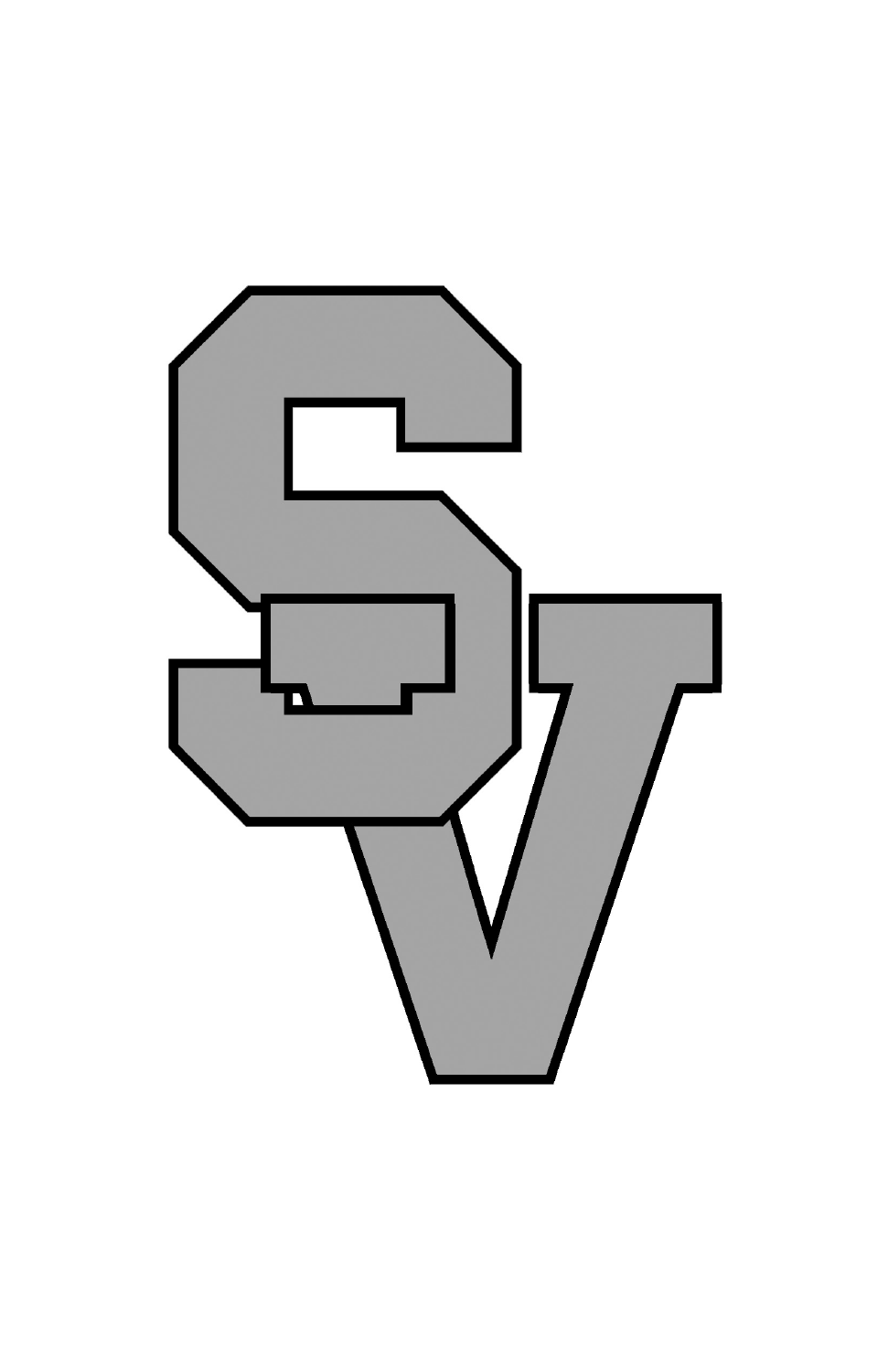SV